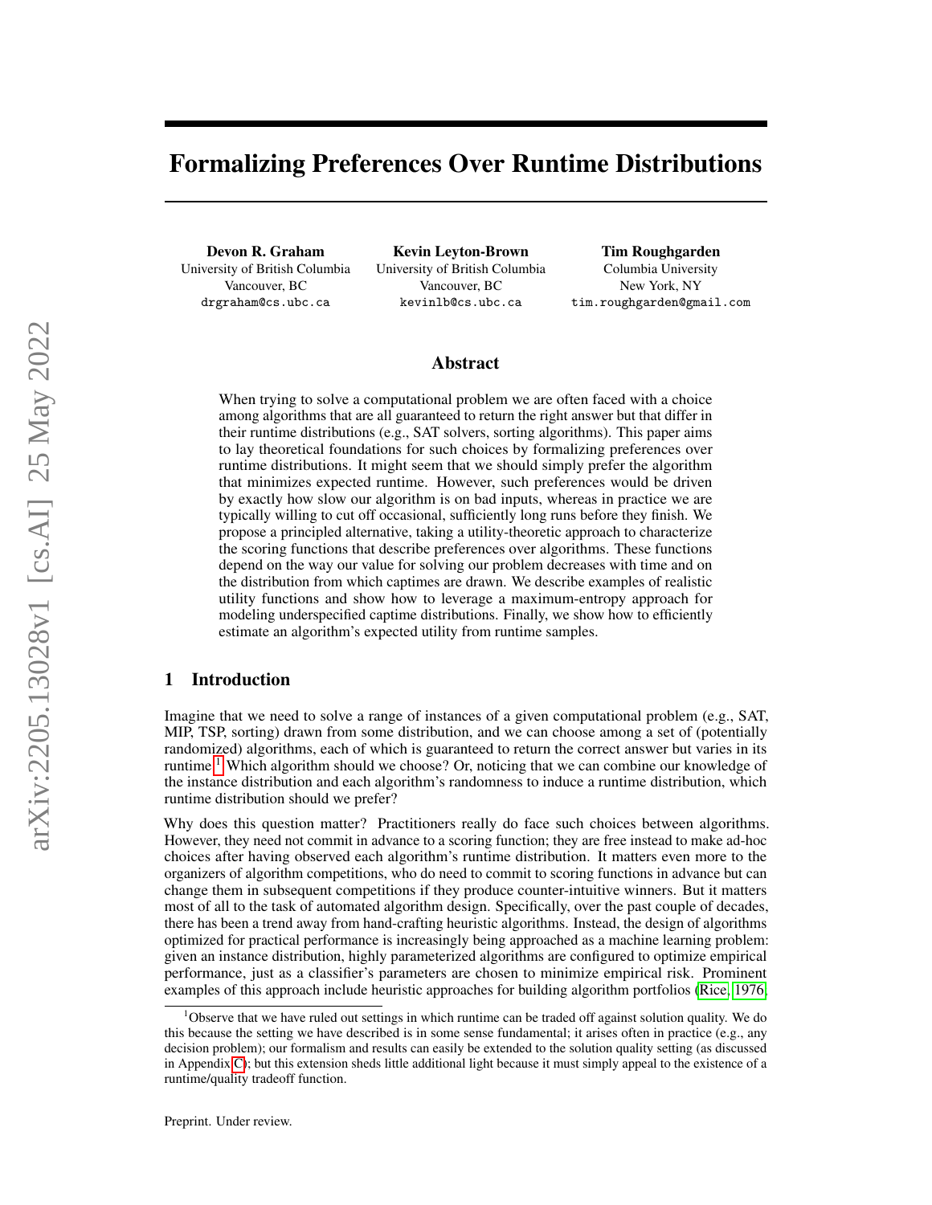# Formalizing Preferences Over Runtime Distributions

**Devon R. Graham**
University of British Columbia
Vancouver, BC
drgraham@cs.ubc.ca

**Kevin Leyton-Brown**
University of British Columbia
Vancouver, BC
kevinlb@cs.ubc.ca

**Tim Roughgarden**
Columbia University
New York, NY
tim.roughgarden@gmail.com

## Abstract

When trying to solve a computational problem we are often faced with a choice among algorithms that are all guaranteed to return the right answer but that differ in their runtime distributions (e.g., SAT solvers, sorting algorithms). This paper aims to lay theoretical foundations for such choices by formalizing preferences over runtime distributions. It might seem that we should simply prefer the algorithm that minimizes expected runtime. However, such preferences would be driven by exactly how slow our algorithm is on bad inputs, whereas in practice we are typically willing to cut off occasional, sufficiently long runs before they finish. We propose a principled alternative, taking a utility-theoretic approach to characterize the scoring functions that describe preferences over algorithms. These functions depend on the way our value for solving our problem decreases with time and on the distribution from which captimes are drawn. We describe examples of realistic utility functions and show how to leverage a maximum-entropy approach for modeling underspecified captime distributions. Finally, we show how to efficiently estimate an algorithm's expected utility from runtime samples.

## 1 Introduction

Imagine that we need to solve a range of instances of a given computational problem (e.g., SAT, MIP, TSP, sorting) drawn from some distribution, and we can choose among a set of (potentially randomized) algorithms, each of which is guaranteed to return the correct answer but varies in its runtime.[1] Which algorithm should we choose? Or, noticing that we can combine our knowledge of the instance distribution and each algorithm's randomness to induce a runtime distribution, which runtime distribution should we prefer?

Why does this question matter? Practitioners really do face such choices between algorithms. However, they need not commit in advance to a scoring function; they are free instead to make ad-hoc choices after having observed each algorithm's runtime distribution. It matters even more to the organizers of algorithm competitions, who do need to commit to scoring functions in advance but can change them in subsequent competitions if they produce counter-intuitive winners. But it matters most of all to the task of automated algorithm design. Specifically, over the past couple of decades, there has been a trend away from hand-crafting heuristic algorithms. Instead, the design of algorithms optimized for practical performance is increasingly being approached as a machine learning problem: given an instance distribution, highly parameterized algorithms are configured to optimize empirical performance, just as a classifier's parameters are chosen to minimize empirical risk. Prominent examples of this approach include heuristic approaches for building algorithm portfolios (Rice, 1976,

[1] Observe that we have ruled out settings in which runtime can be traded off against solution quality. We do this because the setting we have described is in some sense fundamental; it arises often in practice (e.g., any decision problem); our formalism and results can easily be extended to the solution quality setting (as discussed in Appendix C); but this extension sheds little additional light because it must simply appeal to the existence of a runtime/quality tradeoff function.

Preprint. Under review.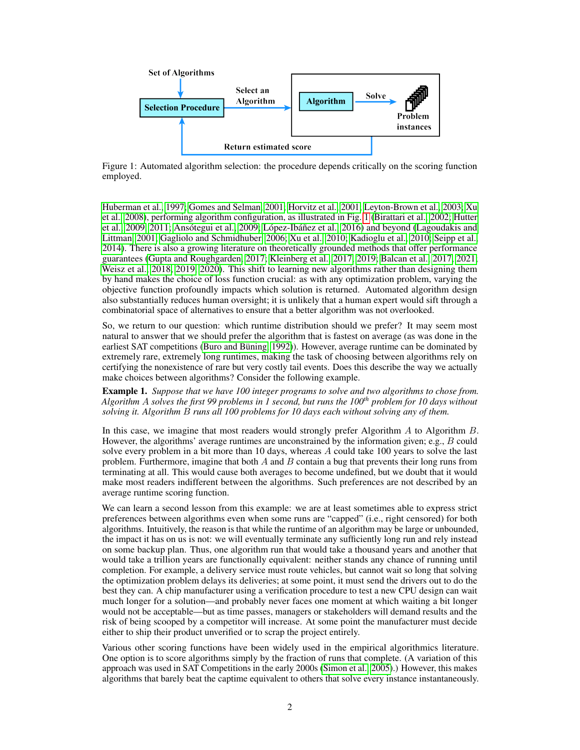Figure 1: Automated algorithm selection: the procedure depends critically on the scoring function employed.

Huberman et al., 1997; Gomes and Selman, 2001; Horvitz et al., 2001; Leyton-Brown et al., 2003; Xu et al., 2008), performing algorithm configuration, as illustrated in Fig. 1 (Birattari et al., 2002; Hutter et al., 2009, 2011; Ansótegui et al., 2009; López-Ibáñez et al., 2016) and beyond (Lagoudakis and Littman, 2001; Gagliolo and Schmidhuber, 2006; Xu et al., 2010; Kadioglu et al., 2010; Seipp et al., 2014). There is also a growing literature on theoretically grounded methods that offer performance guarantees (Gupta and Roughgarden, 2017; Kleinberg et al., 2017, 2019; Balcan et al., 2017, 2021; Weisz et al., 2018, 2019, 2020). This shift to learning new algorithms rather than designing them by hand makes the choice of loss function crucial: as with any optimization problem, varying the objective function profoundly impacts which solution is returned. Automated algorithm design also substantially reduces human oversight; it is unlikely that a human expert would sift through a combinatorial space of alternatives to ensure that a better algorithm was not overlooked.

So, we return to our question: which runtime distribution should we prefer? It may seem most natural to answer that we should prefer the algorithm that is fastest on average (as was done in the earliest SAT competitions (Buro and Büning, 1992)). However, average runtime can be dominated by extremely rare, extremely long runtimes, making the task of choosing between algorithms rely on certifying the nonexistence of rare but very costly tail events. Does this describe the way we actually make choices between algorithms? Consider the following example.

**Example 1.** *Suppose that we have 100 integer programs to solve and two algorithms to chose from. Algorithm $A$ solves the first 99 problems in 1 second, but runs the 100th problem for 10 days without solving it. Algorithm $B$ runs all 100 problems for 10 days each without solving any of them.*

In this case, we imagine that most readers would strongly prefer Algorithm $A$ to Algorithm $B$. However, the algorithms' average runtimes are unconstrained by the information given; e.g., $B$ could solve every problem in a bit more than 10 days, whereas $A$ could take 100 years to solve the last problem. Furthermore, imagine that both $A$ and $B$ contain a bug that prevents their long runs from terminating at all. This would cause both averages to become undefined, but we doubt that it would make most readers indifferent between the algorithms. Such preferences are not described by an average runtime scoring function.

We can learn a second lesson from this example: we are at least sometimes able to express strict preferences between algorithms even when some runs are "capped" (i.e., right censored) for both algorithms. Intuitively, the reason is that while the runtime of an algorithm may be large or unbounded, the impact it has on us is not: we will eventually terminate any sufficiently long run and rely instead on some backup plan. Thus, one algorithm run that would take a thousand years and another that would take a trillion years are functionally equivalent: neither stands any chance of running until completion. For example, a delivery service must route vehicles, but cannot wait so long that solving the optimization problem delays its deliveries; at some point, it must send the drivers out to do the best they can. A chip manufacturer using a verification procedure to test a new CPU design can wait much longer for a solution—and probably never faces one moment at which waiting a bit longer would not be acceptable—but as time passes, managers or stakeholders will demand results and the risk of being scooped by a competitor will increase. At some point the manufacturer must decide either to ship their product unverified or to scrap the project entirely.

Various other scoring functions have been widely used in the empirical algorithmics literature. One option is to score algorithms simply by the fraction of runs that complete. (A variation of this approach was used in SAT Competitions in the early 2000s (Simon et al., 2005).) However, this makes algorithms that barely beat the captime equivalent to others that solve every instance instantaneously.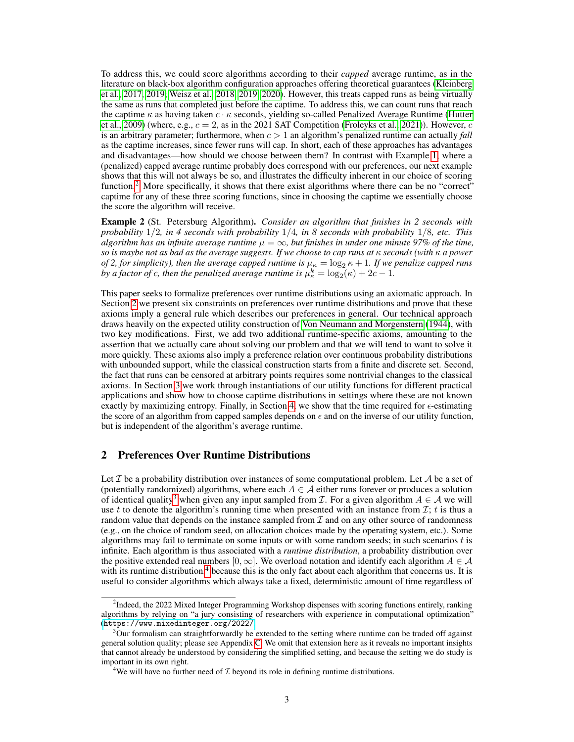To address this, we could score algorithms according to their *capped* average runtime, as in the literature on black-box algorithm configuration approaches offering theoretical guarantees (Kleinberg et al., 2017, 2019; Weisz et al., 2018, 2019, 2020). However, this treats capped runs as being virtually the same as runs that completed just before the captime. To address this, we can count runs that reach the captime $\kappa$ as having taken $c \cdot \kappa$ seconds, yielding so-called Penalized Average Runtime (Hutter et al., 2009) (where, e.g., $c = 2$, as in the 2021 SAT Competition (Froleyks et al., 2021)). However, $c$ is an arbitrary parameter; furthermore, when $c > 1$ an algorithm's penalized runtime can actually *fall* as the captime increases, since fewer runs will cap. In short, each of these approaches has advantages and disadvantages—how should we choose between them? In contrast with Example 1, where a (penalized) capped average runtime probably does correspond with our preferences, our next example shows that this will not always be so, and illustrates the difficulty inherent in our choice of scoring function.[2] More specifically, it shows that there exist algorithms where there can be no "correct" captime for any of these three scoring functions, since in choosing the captime we essentially choose the score the algorithm will receive.

**Example 2** (St. Petersburg Algorithm). *Consider an algorithm that finishes in 2 seconds with probability $1/2$, in 4 seconds with probability $1/4$, in 8 seconds with probability $1/8$, etc. This algorithm has an infinite average runtime $\mu = \infty$, but finishes in under one minute 97% of the time, so is maybe not as bad as the average suggests. If we choose to cap runs at $\kappa$ seconds (with $\kappa$ a power of 2, for simplicity), then the average capped runtime is $\mu_\kappa = \log_2 \kappa + 1$. If we penalize capped runs by a factor of $c$, then the penalized average runtime is $\mu_\kappa^k = \log_2(\kappa) + 2c - 1$.*

This paper seeks to formalize preferences over runtime distributions using an axiomatic approach. In Section 2 we present six constraints on preferences over runtime distributions and prove that these axioms imply a general rule which describes our preferences in general. Our technical approach draws heavily on the expected utility construction of Von Neumann and Morgenstern (1944), with two key modifications. First, we add two additional runtime-specific axioms, amounting to the assertion that we actually care about solving our problem and that we will tend to want to solve it more quickly. These axioms also imply a preference relation over continuous probability distributions with unbounded support, while the classical construction starts from a finite and discrete set. Second, the fact that runs can be censored at arbitrary points requires some nontrivial changes to the classical axioms. In Section 3 we work through instantiations of our utility functions for different practical applications and show how to choose captime distributions in settings where these are not known exactly by maximizing entropy. Finally, in Section 4, we show that the time required for $\epsilon$-estimating the score of an algorithm from capped samples depends on $\epsilon$ and on the inverse of our utility function, but is independent of the algorithm's average runtime.

## 2 Preferences Over Runtime Distributions

Let $\mathcal{I}$ be a probability distribution over instances of some computational problem. Let $\mathcal{A}$ be a set of (potentially randomized) algorithms, where each $A \in \mathcal{A}$ either runs forever or produces a solution of identical quality[3] when given any input sampled from $\mathcal{I}$. For a given algorithm $A \in \mathcal{A}$ we will use $t$ to denote the algorithm's running time when presented with an instance from $\mathcal{I}$; $t$ is thus a random value that depends on the instance sampled from $\mathcal{I}$ and on any other source of randomness (e.g., on the choice of random seed, on allocation choices made by the operating system, etc.). Some algorithms may fail to terminate on some inputs or with some random seeds; in such scenarios $t$ is infinite. Each algorithm is thus associated with a *runtime distribution*, a probability distribution over the positive extended real numbers $[0, \infty]$. We overload notation and identify each algorithm $A \in \mathcal{A}$ with its runtime distribution[4] because this is the only fact about each algorithm that concerns us. It is useful to consider algorithms which always take a fixed, deterministic amount of time regardless of

[2] Indeed, the 2022 Mixed Integer Programming Workshop dispenses with scoring functions entirely, ranking algorithms by relying on "a jury consisting of researchers with experience in computational optimization" (https://www.mixedinteger.org/2022/)

[3] Our formalism can straightforwardly be extended to the setting where runtime can be traded off against general solution quality; please see Appendix C. We omit that extension here as it reveals no important insights that cannot already be understood by considering the simplified setting, and because the setting we do study is important in its own right.

[4] We will have no further need of $\mathcal{I}$ beyond its role in defining runtime distributions.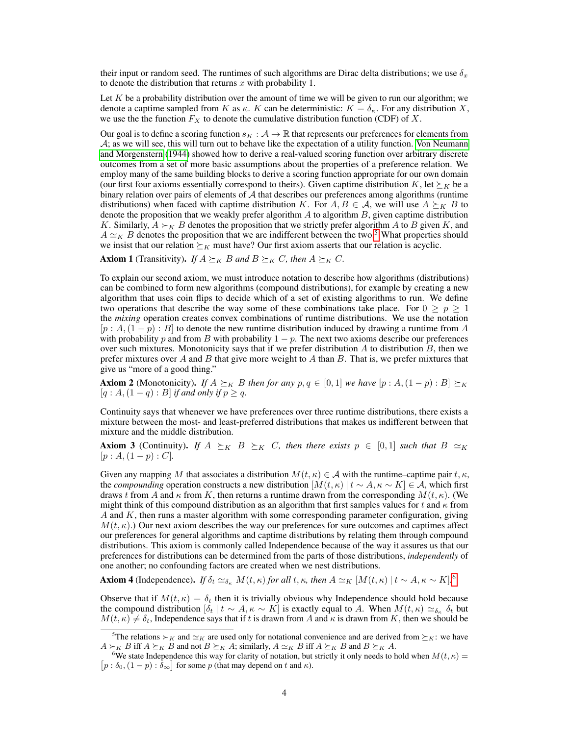their input or random seed. The runtimes of such algorithms are Dirac delta distributions; we use $\delta_x$ to denote the distribution that returns $x$ with probability 1.

Let $K$ be a probability distribution over the amount of time we will be given to run our algorithm; we denote a captime sampled from $K$ as $\kappa$. $K$ can be deterministic: $K = \delta_\kappa$. For any distribution $X$, we use the the function $F_X$ to denote the cumulative distribution function (CDF) of $X$.

Our goal is to define a scoring function $s_K : \mathcal{A} \to \mathbb{R}$ that represents our preferences for elements from $\mathcal{A}$; as we will see, this will turn out to behave like the expectation of a utility function. Von Neumann and Morgenstern (1944) showed how to derive a real-valued scoring function over arbitrary discrete outcomes from a set of more basic assumptions about the properties of a preference relation. We employ many of the same building blocks to derive a scoring function appropriate for our own domain (our first four axioms essentially correspond to theirs). Given captime distribution $K$, let $\succeq_K$ be a binary relation over pairs of elements of $\mathcal{A}$ that describes our preferences among algorithms (runtime distributions) when faced with captime distribution $K$. For $A, B \in \mathcal{A}$, we will use $A \succeq_K B$ to denote the proposition that we weakly prefer algorithm $A$ to algorithm $B$, given captime distribution $K$. Similarly, $A \succ_K B$ denotes the proposition that we strictly prefer algorithm $A$ to $B$ given $K$, and $A \simeq_K B$ denotes the proposition that we are indifferent between the two.[5] What properties should we insist that our relation $\succeq_K$ must have? Our first axiom asserts that our relation is acyclic.

**Axiom 1** (Transitivity). *If $A \succeq_K B$ and $B \succeq_K C$, then $A \succeq_K C$.*

To explain our second axiom, we must introduce notation to describe how algorithms (distributions) can be combined to form new algorithms (compound distributions), for example by creating a new algorithm that uses coin flips to decide which of a set of existing algorithms to run. We define two operations that describe the way some of these combinations take place. For $0 \geq p \geq 1$ the *mixing* operation creates convex combinations of runtime distributions. We use the notation $[p : A, (1-p) : B]$ to denote the new runtime distribution induced by drawing a runtime from $A$ with probability $p$ and from $B$ with probability $1-p$. The next two axioms describe our preferences over such mixtures. Monotonicity says that if we prefer distribution $A$ to distribution $B$, then we prefer mixtures over $A$ and $B$ that give more weight to $A$ than $B$. That is, we prefer mixtures that give us "more of a good thing."

**Axiom 2** (Monotonicity). *If $A \succeq_K B$ then for any $p, q \in [0, 1]$ we have $[p : A, (1-p) : B] \succeq_K [q : A, (1-q) : B]$ if and only if $p \geq q$.*

Continuity says that whenever we have preferences over three runtime distributions, there exists a mixture between the most- and least-preferred distributions that makes us indifferent between that mixture and the middle distribution.

**Axiom 3** (Continuity). *If $A \succeq_K B \succeq_K C$, then there exists $p \in [0, 1]$ such that $B \simeq_K [p : A, (1-p) : C]$.*

Given any mapping $M$ that associates a distribution $M(t, \kappa) \in \mathcal{A}$ with the runtime–captime pair $t, \kappa$, the *compounding* operation constructs a new distribution $[M(t, \kappa) \mid t \sim A, \kappa \sim K] \in \mathcal{A}$, which first draws $t$ from $A$ and $\kappa$ from $K$, then returns a runtime drawn from the corresponding $M(t, \kappa)$. (We might think of this compound distribution as an algorithm that first samples values for $t$ and $\kappa$ from $A$ and $K$, then runs a master algorithm with some corresponding parameter configuration, giving $M(t, \kappa)$.) Our next axiom describes the way our preferences for sure outcomes and captimes affect our preferences for general algorithms and captime distributions by relating them through compound distributions. This axiom is commonly called Independence because of the way it assures us that our preferences for distributions can be determined from the parts of those distributions, *independently* of one another; no confounding factors are created when we nest distributions.

**Axiom 4** (Independence). *If $\delta_t \simeq_{\delta_\kappa} M(t, \kappa)$ for all $t, \kappa$, then $A \simeq_K [M(t, \kappa) \mid t \sim A, \kappa \sim K]$.*[6]

Observe that if $M(t, \kappa) = \delta_t$ then it is trivially obvious why Independence should hold because the compound distribution $[\delta_t \mid t \sim A, \kappa \sim K]$ is exactly equal to $A$. When $M(t, \kappa) \simeq_{\delta_\kappa} \delta_t$ but $M(t, \kappa) \neq \delta_t$, Independence says that if $t$ is drawn from $A$ and $\kappa$ is drawn from $K$, then we should be

[5] The relations $\succ_K$ and $\simeq_K$ are used only for notational convenience and are derived from $\succeq_K$: we have $A \succ_K B$ iff $A \succeq_K B$ and not $B \succeq_K A$; similarly, $A \simeq_K B$ iff $A \succeq_K B$ and $B \succeq_K A$.

[6] We state Independence this way for clarity of notation, but strictly it only needs to hold when $M(t, \kappa) = [p : \delta_0, (1-p) : \delta_\infty]$ for some $p$ (that may depend on $t$ and $\kappa$).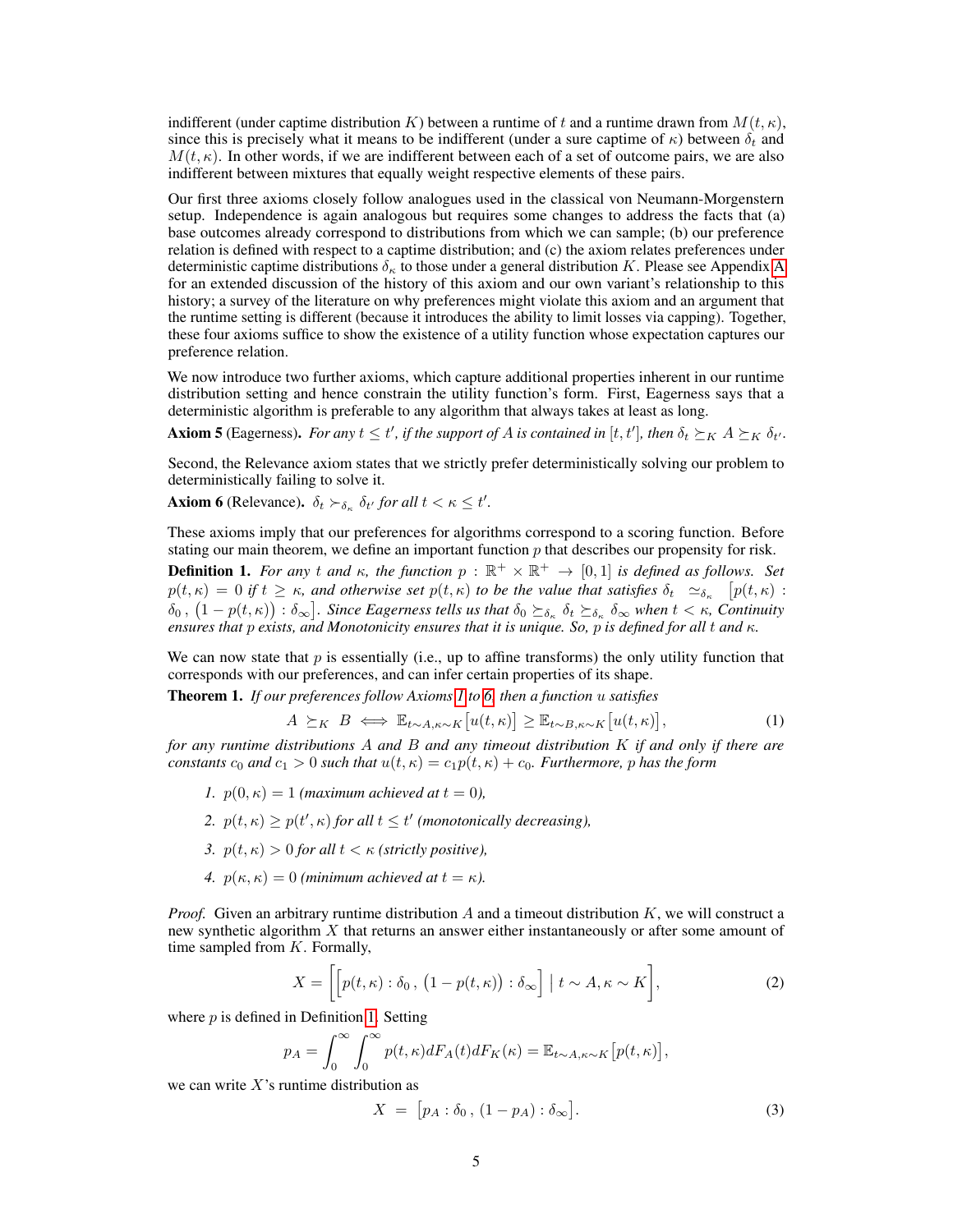indifferent (under captime distribution $K$) between a runtime of $t$ and a runtime drawn from $M(t, \kappa)$, since this is precisely what it means to be indifferent (under a sure captime of $\kappa$) between $\delta_t$ and $M(t, \kappa)$. In other words, if we are indifferent between each of a set of outcome pairs, we are also indifferent between mixtures that equally weight respective elements of these pairs.

Our first three axioms closely follow analogues used in the classical von Neumann-Morgenstern setup. Independence is again analogous but requires some changes to address the facts that (a) base outcomes already correspond to distributions from which we can sample; (b) our preference relation is defined with respect to a captime distribution; and (c) the axiom relates preferences under deterministic captime distributions $\delta_\kappa$ to those under a general distribution $K$. Please see Appendix A for an extended discussion of the history of this axiom and our own variant's relationship to this history; a survey of the literature on why preferences might violate this axiom and an argument that the runtime setting is different (because it introduces the ability to limit losses via capping). Together, these four axioms suffice to show the existence of a utility function whose expectation captures our preference relation.

We now introduce two further axioms, which capture additional properties inherent in our runtime distribution setting and hence constrain the utility function's form. First, Eagerness says that a deterministic algorithm is preferable to any algorithm that always takes at least as long.

**Axiom 5** (Eagerness). *For any $t \le t'$, if the support of $A$ is contained in $[t, t']$, then $\delta_t \succeq_K A \succeq_K \delta_{t'}$.*

Second, the Relevance axiom states that we strictly prefer deterministically solving our problem to deterministically failing to solve it.

**Axiom 6** (Relevance). *$\delta_t \succ_{\delta_\kappa} \delta_{t'}$ for all $t < \kappa \le t'$.*

These axioms imply that our preferences for algorithms correspond to a scoring function. Before stating our main theorem, we define an important function $p$ that describes our propensity for risk.

**Definition 1.** *For any $t$ and $\kappa$, the function $p : \mathbb{R}^+ \times \mathbb{R}^+ \to [0, 1]$ is defined as follows. Set $p(t, \kappa) = 0$ if $t \ge \kappa$, and otherwise set $p(t, \kappa)$ to be the value that satisfies $\delta_t \simeq_{\delta_\kappa} \big[p(t, \kappa) : \delta_0 \,, \big(1 - p(t, \kappa)\big) : \delta_\infty\big]$. Since Eagerness tells us that $\delta_0 \succeq_{\delta_\kappa} \delta_t \succeq_{\delta_\kappa} \delta_\infty$ when $t < \kappa$, Continuity ensures that $p$ exists, and Monotonicity ensures that it is unique. So, $p$ is defined for all $t$ and $\kappa$.*

We can now state that $p$ is essentially (i.e., up to affine transforms) the only utility function that corresponds with our preferences, and can infer certain properties of its shape.

**Theorem 1.** *If our preferences follow Axioms 1 to 6, then a function $u$ satisfies*

$$A \succeq_K B \iff \mathbb{E}_{t \sim A, \kappa \sim K}\big[u(t, \kappa)\big] \ge \mathbb{E}_{t \sim B, \kappa \sim K}\big[u(t, \kappa)\big], \tag{1}$$

*for any runtime distributions $A$ and $B$ and any timeout distribution $K$ if and only if there are constants $c_0$ and $c_1 > 0$ such that $u(t, \kappa) = c_1 p(t, \kappa) + c_0$. Furthermore, $p$ has the form*

1. *$p(0, \kappa) = 1$ (maximum achieved at $t = 0$),*
2. *$p(t, \kappa) \ge p(t', \kappa)$ for all $t \le t'$ (monotonically decreasing),*
3. *$p(t, \kappa) > 0$ for all $t < \kappa$ (strictly positive),*
4. *$p(\kappa, \kappa) = 0$ (minimum achieved at $t = \kappa$).*

*Proof.* Given an arbitrary runtime distribution $A$ and a timeout distribution $K$, we will construct a new synthetic algorithm $X$ that returns an answer either instantaneously or after some amount of time sampled from $K$. Formally,

$$X = \Big[\big[p(t, \kappa) : \delta_0 \,, \big(1 - p(t, \kappa)\big) : \delta_\infty\big] \mid t \sim A, \kappa \sim K\Big], \tag{2}$$

where $p$ is defined in Definition 1. Setting

$$p_A = \int_0^\infty \int_0^\infty p(t, \kappa) dF_A(t) dF_K(\kappa) = \mathbb{E}_{t \sim A, \kappa \sim K}\big[p(t, \kappa)\big],$$

we can write $X$'s runtime distribution as

$$X \;=\; \big[p_A : \delta_0 \,, (1 - p_A) : \delta_\infty\big]. \tag{3}$$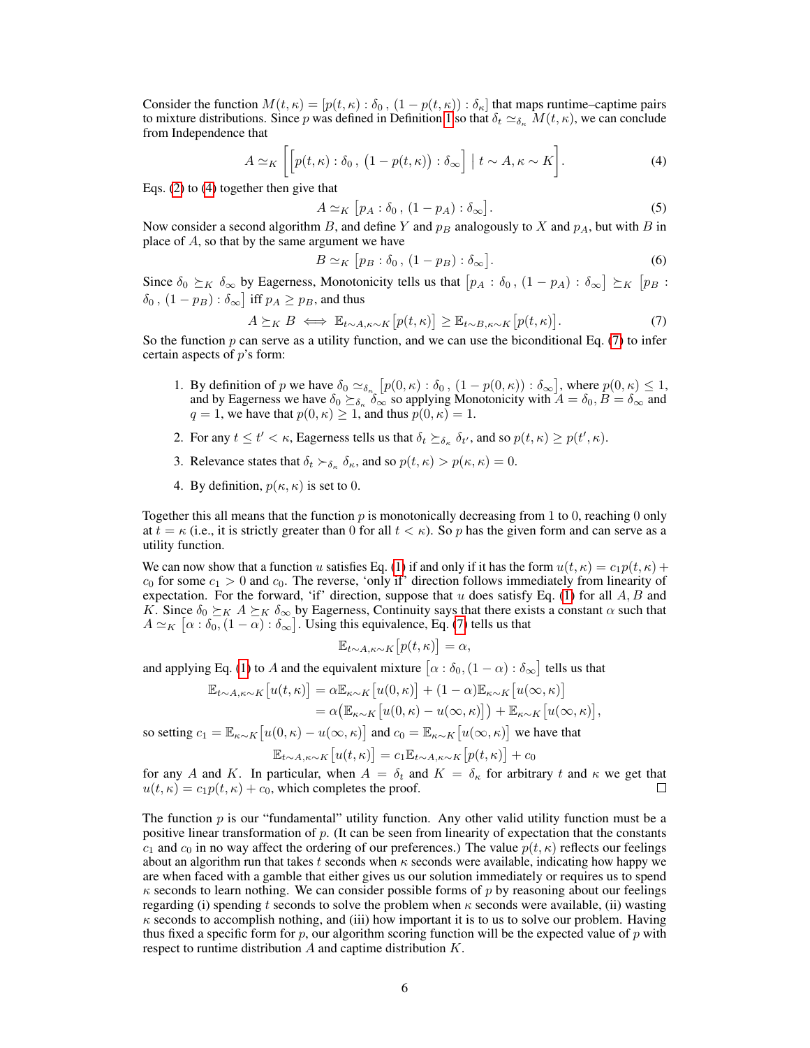Consider the function $M(t, \kappa) = [p(t, \kappa) : \delta_0 \,,\, (1 - p(t, \kappa)) : \delta_\kappa]$ that maps runtime–captime pairs to mixture distributions. Since $p$ was defined in Definition 1 so that $\delta_t \simeq_{\delta_\kappa} M(t, \kappa)$, we can conclude from Independence that

$$A \simeq_K \Big[ \big[ p(t, \kappa) : \delta_0 \,,\, \big(1 - p(t, \kappa)\big) : \delta_\infty \big] \mid t \sim A, \kappa \sim K \Big]. \tag{4}$$

Eqs. (2) to (4) together then give that

$$A \simeq_K \big[ p_A : \delta_0 \,,\, (1 - p_A) : \delta_\infty \big]. \tag{5}$$

Now consider a second algorithm $B$, and define $Y$ and $p_B$ analogously to $X$ and $p_A$, but with $B$ in place of $A$, so that by the same argument we have

$$B \simeq_K \big[ p_B : \delta_0 \,,\, (1 - p_B) : \delta_\infty \big]. \tag{6}$$

Since $\delta_0 \succeq_K \delta_\infty$ by Eagerness, Monotonicity tells us that $\big[ p_A : \delta_0 \,,\, (1 - p_A) : \delta_\infty \big] \succeq_K \big[ p_B : \delta_0 \,,\, (1 - p_B) : \delta_\infty \big]$ iff $p_A \geq p_B$, and thus

$$A \succeq_K B \iff \mathbb{E}_{t \sim A, \kappa \sim K}\big[p(t, \kappa)\big] \geq \mathbb{E}_{t \sim B, \kappa \sim K}\big[p(t, \kappa)\big]. \tag{7}$$

So the function $p$ can serve as a utility function, and we can use the biconditional Eq. (7) to infer certain aspects of $p$'s form:

1. By definition of $p$ we have $\delta_0 \simeq_{\delta_\kappa} \big[ p(0, \kappa) : \delta_0 \,,\, (1 - p(0, \kappa)) : \delta_\infty \big]$, where $p(0, \kappa) \leq 1$, and by Eagerness we have $\delta_0 \succeq_{\delta_\kappa} \delta_\infty$ so applying Monotonicity with $A = \delta_0, B = \delta_\infty$ and $q = 1$, we have that $p(0, \kappa) \geq 1$, and thus $p(0, \kappa) = 1$.
2. For any $t \leq t' < \kappa$, Eagerness tells us that $\delta_t \succeq_{\delta_\kappa} \delta_{t'}$, and so $p(t, \kappa) \geq p(t', \kappa)$.
3. Relevance states that $\delta_t \succ_{\delta_\kappa} \delta_\kappa$, and so $p(t, \kappa) > p(\kappa, \kappa) = 0$.
4. By definition, $p(\kappa, \kappa)$ is set to 0.

Together this all means that the function $p$ is monotonically decreasing from 1 to 0, reaching 0 only at $t = \kappa$ (i.e., it is strictly greater than 0 for all $t < \kappa$). So $p$ has the given form and can serve as a utility function.

We can now show that a function $u$ satisfies Eq. (1) if and only if it has the form $u(t, \kappa) = c_1 p(t, \kappa) + c_0$ for some $c_1 > 0$ and $c_0$. The reverse, 'only if' direction follows immediately from linearity of expectation. For the forward, 'if' direction, suppose that $u$ does satisfy Eq. (1) for all $A$, $B$ and $K$. Since $\delta_0 \succeq_K A \succeq_K \delta_\infty$ by Eagerness, Continuity says that there exists a constant $\alpha$ such that $A \simeq_K \big[\alpha : \delta_0, (1 - \alpha) : \delta_\infty\big]$. Using this equivalence, Eq. (7) tells us that

$$\mathbb{E}_{t \sim A, \kappa \sim K}\big[p(t, \kappa)\big] = \alpha,$$

and applying Eq. (1) to $A$ and the equivalent mixture $\big[\alpha : \delta_0, (1 - \alpha) : \delta_\infty\big]$ tells us that

$$\begin{aligned}
\mathbb{E}_{t \sim A, \kappa \sim K}\big[u(t, \kappa)\big] &= \alpha \mathbb{E}_{\kappa \sim K}\big[u(0, \kappa)\big] + (1 - \alpha)\mathbb{E}_{\kappa \sim K}\big[u(\infty, \kappa)\big] \\
&= \alpha\big(\mathbb{E}_{\kappa \sim K}\big[u(0, \kappa) - u(\infty, \kappa)\big]\big) + \mathbb{E}_{\kappa \sim K}\big[u(\infty, \kappa)\big],
\end{aligned}$$

so setting $c_1 = \mathbb{E}_{\kappa \sim K}\big[u(0, \kappa) - u(\infty, \kappa)\big]$ and $c_0 = \mathbb{E}_{\kappa \sim K}\big[u(\infty, \kappa)\big]$ we have that

$$\mathbb{E}_{t \sim A, \kappa \sim K}\big[u(t, \kappa)\big] = c_1 \mathbb{E}_{t \sim A, \kappa \sim K}\big[p(t, \kappa)\big] + c_0$$

for any $A$ and $K$. In particular, when $A = \delta_t$ and $K = \delta_\kappa$ for arbitrary $t$ and $\kappa$ we get that $u(t, \kappa) = c_1 p(t, \kappa) + c_0$, which completes the proof. $\square$

The function $p$ is our "fundamental" utility function. Any other valid utility function must be a positive linear transformation of $p$. (It can be seen from linearity of expectation that the constants $c_1$ and $c_0$ in no way affect the ordering of our preferences.) The value $p(t, \kappa)$ reflects our feelings about an algorithm run that takes $t$ seconds when $\kappa$ seconds were available, indicating how happy we are when faced with a gamble that either gives us our solution immediately or requires us to spend $\kappa$ seconds to learn nothing. We can consider possible forms of $p$ by reasoning about our feelings regarding (i) spending $t$ seconds to solve the problem when $\kappa$ seconds were available, (ii) wasting $\kappa$ seconds to accomplish nothing, and (iii) how important it is to us to solve our problem. Having thus fixed a specific form for $p$, our algorithm scoring function will be the expected value of $p$ with respect to runtime distribution $A$ and captime distribution $K$.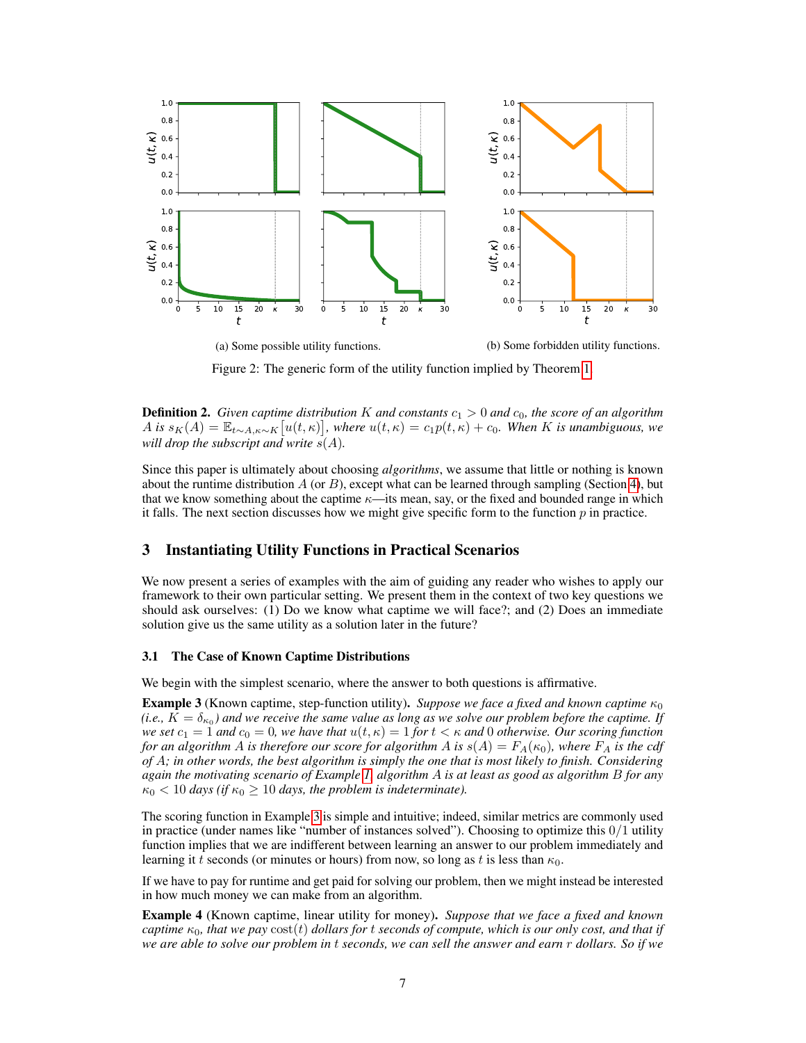(a) Some possible utility functions.

(b) Some forbidden utility functions.

Figure 2: The generic form of the utility function implied by Theorem 1

**Definition 2.** *Given captime distribution $K$ and constants $c_1 > 0$ and $c_0$, the score of an algorithm $A$ is $s_K(A) = \mathbb{E}_{t \sim A, \kappa \sim K}\big[u(t, \kappa)\big]$, where $u(t, \kappa) = c_1 p(t, \kappa) + c_0$. When $K$ is unambiguous, we will drop the subscript and write $s(A)$.*

Since this paper is ultimately about choosing *algorithms*, we assume that little or nothing is known about the runtime distribution $A$ (or $B$), except what can be learned through sampling (Section 4), but that we know something about the captime $\kappa$—its mean, say, or the fixed and bounded range in which it falls. The next section discusses how we might give specific form to the function $p$ in practice.

## 3 Instantiating Utility Functions in Practical Scenarios

We now present a series of examples with the aim of guiding any reader who wishes to apply our framework to their own particular setting. We present them in the context of two key questions we should ask ourselves: (1) Do we know what captime we will face?; and (2) Does an immediate solution give us the same utility as a solution later in the future?

### 3.1 The Case of Known Captime Distributions

We begin with the simplest scenario, where the answer to both questions is affirmative.

**Example 3** (Known captime, step-function utility)**.** *Suppose we face a fixed and known captime $\kappa_0$ (i.e., $K = \delta_{\kappa_0}$) and we receive the same value as long as we solve our problem before the captime. If we set $c_1 = 1$ and $c_0 = 0$, we have that $u(t, \kappa) = 1$ for $t < \kappa$ and $0$ otherwise. Our scoring function for an algorithm $A$ is therefore our score for algorithm $A$ is $s(A) = F_A(\kappa_0)$, where $F_A$ is the cdf of $A$; in other words, the best algorithm is simply the one that is most likely to finish. Considering again the motivating scenario of Example 1, algorithm $A$ is at least as good as algorithm $B$ for any $\kappa_0 < 10$ days (if $\kappa_0 \geq 10$ days, the problem is indeterminate).*

The scoring function in Example 3 is simple and intuitive; indeed, similar metrics are commonly used in practice (under names like "number of instances solved"). Choosing to optimize this $0/1$ utility function implies that we are indifferent between learning an answer to our problem immediately and learning it $t$ seconds (or minutes or hours) from now, so long as $t$ is less than $\kappa_0$.

If we have to pay for runtime and get paid for solving our problem, then we might instead be interested in how much money we can make from an algorithm.

**Example 4** (Known captime, linear utility for money)**.** *Suppose that we face a fixed and known captime $\kappa_0$, that we pay $\mathrm{cost}(t)$ dollars for $t$ seconds of compute, which is our only cost, and that if we are able to solve our problem in $t$ seconds, we can sell the answer and earn $r$ dollars. So if we*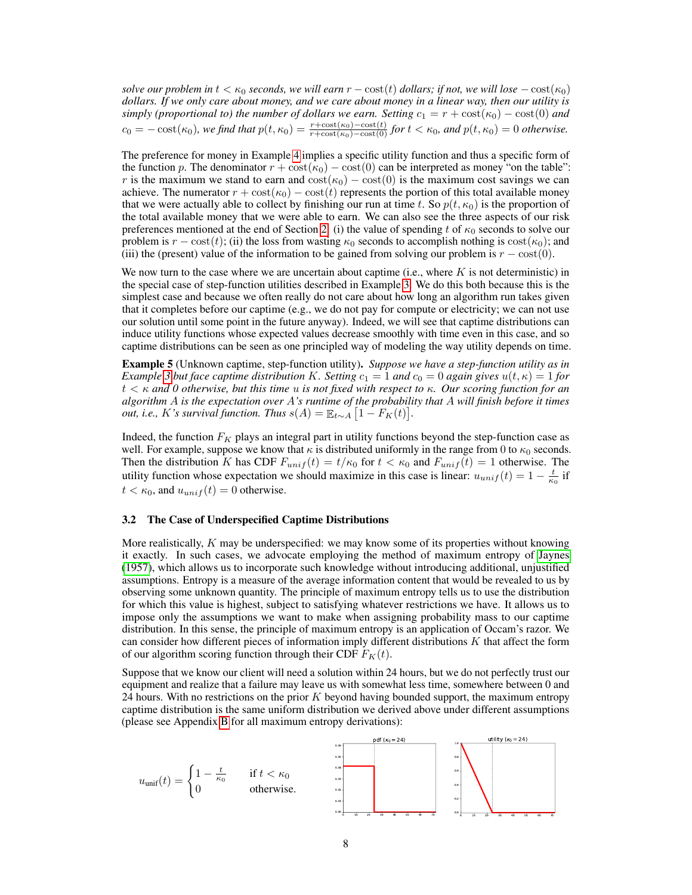*solve our problem in $t < \kappa_0$ seconds, we will earn $r - \text{cost}(t)$ dollars; if not, we will lose $-\text{cost}(\kappa_0)$ dollars. If we only care about money, and we care about money in a linear way, then our utility is simply (proportional to) the number of dollars we earn. Setting $c_1 = r + \text{cost}(\kappa_0) - \text{cost}(0)$ and $c_0 = -\text{cost}(\kappa_0)$, we find that $p(t, \kappa_0) = \frac{r + \text{cost}(\kappa_0) - \text{cost}(t)}{r + \text{cost}(\kappa_0) - \text{cost}(0)}$ for $t < \kappa_0$, and $p(t, \kappa_0) = 0$ otherwise.*

The preference for money in Example 4 implies a specific utility function and thus a specific form of the function $p$. The denominator $r + \text{cost}(\kappa_0) - \text{cost}(0)$ can be interpreted as money "on the table": $r$ is the maximum we stand to earn and $\text{cost}(\kappa_0) - \text{cost}(0)$ is the maximum cost savings we can achieve. The numerator $r + \text{cost}(\kappa_0) - \text{cost}(t)$ represents the portion of this total available money that we were actually able to collect by finishing our run at time $t$. So $p(t, \kappa_0)$ is the proportion of the total available money that we were able to earn. We can also see the three aspects of our risk preferences mentioned at the end of Section 2: (i) the value of spending $t$ of $\kappa_0$ seconds to solve our problem is $r - \text{cost}(t)$; (ii) the loss from wasting $\kappa_0$ seconds to accomplish nothing is $\text{cost}(\kappa_0)$; and (iii) the (present) value of the information to be gained from solving our problem is $r - \text{cost}(0)$.

We now turn to the case where we are uncertain about captime (i.e., where $K$ is not deterministic) in the special case of step-function utilities described in Example 3. We do this both because this is the simplest case and because we often really do not care about how long an algorithm run takes given that it completes before our captime (e.g., we do not pay for compute or electricity; we can not use our solution until some point in the future anyway). Indeed, we will see that captime distributions can induce utility functions whose expected values decrease smoothly with time even in this case, and so captime distributions can be seen as one principled way of modeling the way utility depends on time.

**Example 5** (Unknown captime, step-function utility). *Suppose we have a step-function utility as in Example 3 but face captime distribution $K$. Setting $c_1 = 1$ and $c_0 = 0$ again gives $u(t, \kappa) = 1$ for $t < \kappa$ and 0 otherwise, but this time $u$ is not fixed with respect to $\kappa$. Our scoring function for an algorithm $A$ is the expectation over $A$'s runtime of the probability that $A$ will finish before it times out, i.e., $K$'s survival function. Thus $s(A) = \mathbb{E}_{t \sim A}\left[1 - F_K(t)\right]$.*

Indeed, the function $F_K$ plays an integral part in utility functions beyond the step-function case as well. For example, suppose we know that $\kappa$ is distributed uniformly in the range from 0 to $\kappa_0$ seconds. Then the distribution $K$ has CDF $F_{unif}(t) = t/\kappa_0$ for $t < \kappa_0$ and $F_{unif}(t) = 1$ otherwise. The utility function whose expectation we should maximize in this case is linear: $u_{unif}(t) = 1 - \frac{t}{\kappa_0}$ if $t < \kappa_0$, and $u_{unif}(t) = 0$ otherwise.

### 3.2 The Case of Underspecified Captime Distributions

More realistically, $K$ may be underspecified: we may know some of its properties without knowing it exactly. In such cases, we advocate employing the method of maximum entropy of Jaynes (1957), which allows us to incorporate such knowledge without introducing additional, unjustified assumptions. Entropy is a measure of the average information content that would be revealed to us by observing some unknown quantity. The principle of maximum entropy tells us to use the distribution for which this value is highest, subject to satisfying whatever restrictions we have. It allows us to impose only the assumptions we want to make when assigning probability mass to our captime distribution. In this sense, the principle of maximum entropy is an application of Occam's razor. We can consider how different pieces of information imply different distributions $K$ that affect the form of our algorithm scoring function through their CDF $F_K(t)$.

Suppose that we know our client will need a solution within 24 hours, but we do not perfectly trust our equipment and realize that a failure may leave us with somewhat less time, somewhere between 0 and 24 hours. With no restrictions on the prior $K$ beyond having bounded support, the maximum entropy captime distribution is the same uniform distribution we derived above under different assumptions (please see Appendix B for all maximum entropy derivations):

$$u_{\text{unif}}(t) = \begin{cases} 1 - \frac{t}{\kappa_0} & \text{if } t < \kappa_0 \\ 0 & \text{otherwise.} \end{cases}$$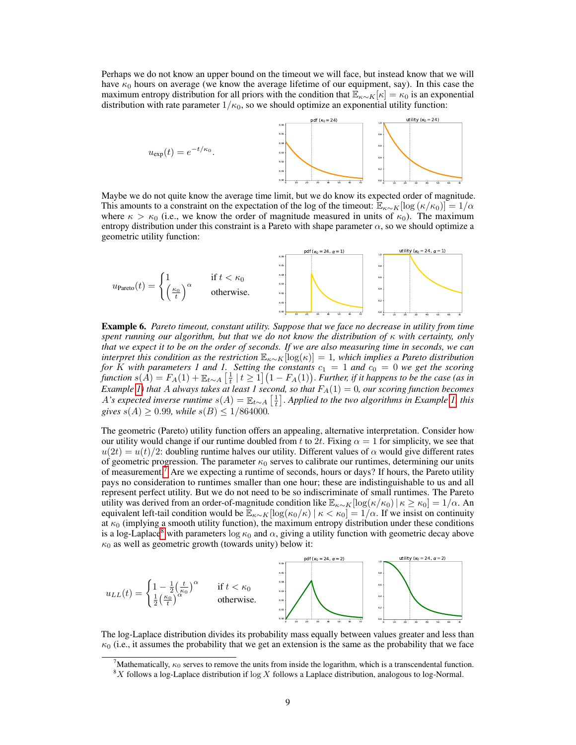Perhaps we do not know an upper bound on the timeout we will face, but instead know that we will have $\kappa_0$ hours on average (we know the average lifetime of our equipment, say). In this case the maximum entropy distribution for all priors with the condition that $\mathbb{E}_{\kappa\sim K}[\kappa] = \kappa_0$ is an exponential distribution with rate parameter $1/\kappa_0$, so we should optimize an exponential utility function:

$$u_{\text{exp}}(t) = e^{-t/\kappa_0}.$$

Maybe we do not quite know the average time limit, but we do know its expected order of magnitude. This amounts to a constraint on the expectation of the log of the timeout: $\mathbb{E}_{\kappa\sim K}[\log(\kappa/\kappa_0)] = 1/\alpha$ where $\kappa > \kappa_0$ (i.e., we know the order of magnitude measured in units of $\kappa_0$). The maximum entropy distribution under this constraint is a Pareto with shape parameter $\alpha$, so we should optimize a geometric utility function:

$$u_{\text{Pareto}}(t) = \begin{cases} 1 & \text{if } t < \kappa_0 \\ \left(\frac{\kappa_0}{t}\right)^\alpha & \text{otherwise.} \end{cases}$$

**Example 6.** *Pareto timeout, constant utility. Suppose that we face no decrease in utility from time spent running our algorithm, but that we do not know the distribution of $\kappa$ with certainty, only that we expect it to be on the order of seconds. If we are also measuring time in seconds, we can interpret this condition as the restriction $\mathbb{E}_{\kappa\sim K}[\log(\kappa)] = 1$, which implies a Pareto distribution for $K$ with parameters 1 and 1. Setting the constants $c_1 = 1$ and $c_0 = 0$ we get the scoring function $s(A) = F_A(1) + \mathbb{E}_{t\sim A}\left[\frac{1}{t} \mid t \geq 1\right]\left(1 - F_A(1)\right)$. Further, if it happens to be the case (as in Example 1) that $A$ always takes at least 1 second, so that $F_A(1) = 0$, our scoring function becomes $A$'s expected inverse runtime $s(A) = \mathbb{E}_{t\sim A}\left[\frac{1}{t}\right]$. Applied to the two algorithms in Example 1, this gives $s(A) \geq 0.99$, while $s(B) \leq 1/864000$.*

The geometric (Pareto) utility function offers an appealing, alternative interpretation. Consider how our utility would change if our runtime doubled from $t$ to $2t$. Fixing $\alpha = 1$ for simplicity, we see that $u(2t) = u(t)/2$: doubling runtime halves our utility. Different values of $\alpha$ would give different rates of geometric progression. The parameter $\kappa_0$ serves to calibrate our runtimes, determining our units of measurement.[7] Are we expecting a runtime of seconds, hours or days? If hours, the Pareto utility pays no consideration to runtimes smaller than one hour; these are indistinguishable to us and all represent perfect utility. But we do not need to be so indiscriminate of small runtimes. The Pareto utility was derived from an order-of-magnitude condition like $\mathbb{E}_{\kappa\sim K}[\log(\kappa/\kappa_0) \mid \kappa \geq \kappa_0] = 1/\alpha$. An equivalent left-tail condition would be $\mathbb{E}_{\kappa\sim K}[\log(\kappa_0/\kappa) \mid \kappa < \kappa_0] = 1/\alpha$. If we insist on continuity at $\kappa_0$ (implying a smooth utility function), the maximum entropy distribution under these conditions is a log-Laplace[8] with parameters $\log \kappa_0$ and $\alpha$, giving a utility function with geometric decay above $\kappa_0$ as well as geometric growth (towards unity) below it:

$$u_{LL}(t) = \begin{cases} 1 - \frac{1}{2}\left(\frac{t}{\kappa_0}\right)^\alpha & \text{if } t < \kappa_0 \\ \frac{1}{2}\left(\frac{\kappa_0}{t}\right)^\alpha & \text{otherwise.} \end{cases}$$

The log-Laplace distribution divides its probability mass equally between values greater and less than $\kappa_0$ (i.e., it assumes the probability that we get an extension is the same as the probability that we face

[7] Mathematically, $\kappa_0$ serves to remove the units from inside the logarithm, which is a transcendental function.

[8] $X$ follows a log-Laplace distribution if $\log X$ follows a Laplace distribution, analogous to log-Normal.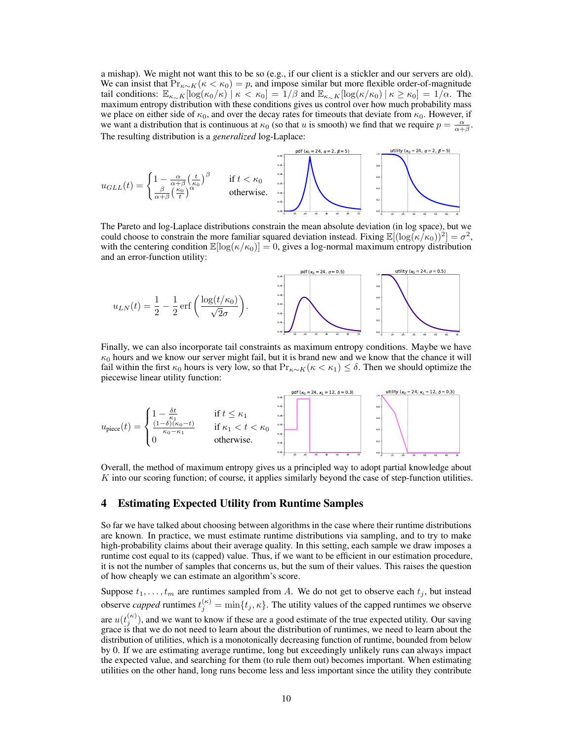a mishap). We might not want this to be so (e.g., if our client is a stickler and our servers are old). We can insist that $\Pr_{\kappa\sim K}(\kappa < \kappa_0) = p$, and impose similar but more flexible order-of-magnitude tail conditions: $\mathbb{E}_{\kappa\sim K}[\log(\kappa_0/\kappa) \mid \kappa < \kappa_0] = 1/\beta$ and $\mathbb{E}_{\kappa\sim K}[\log(\kappa/\kappa_0) \mid \kappa \geq \kappa_0] = 1/\alpha$. The maximum entropy distribution with these conditions gives us control over how much probability mass we place on either side of $\kappa_0$, and over the decay rates for timeouts that deviate from $\kappa_0$. However, if we want a distribution that is continuous at $\kappa_0$ (so that $u$ is smooth) we find that we require $p = \frac{\alpha}{\alpha+\beta}$. The resulting distribution is a *generalized* log-Laplace:

$$u_{GLL}(t) = \begin{cases} 1 - \frac{\alpha}{\alpha+\beta}\left(\frac{t}{\kappa_0}\right)^{\beta} & \text{if } t < \kappa_0 \\ \frac{\beta}{\alpha+\beta}\left(\frac{\kappa_0}{t}\right)^{\alpha} & \text{otherwise.} \end{cases}$$

The Pareto and log-Laplace distributions constrain the mean absolute deviation (in log space), but we could choose to constrain the more familiar squared deviation instead. Fixing $\mathbb{E}[(\log(\kappa/\kappa_0))^2] = \sigma^2$, with the centering condition $\mathbb{E}[\log(\kappa/\kappa_0)] = 0$, gives a log-normal maximum entropy distribution and an error-function utility:

$$u_{LN}(t) = \frac{1}{2} - \frac{1}{2}\operatorname{erf}\left(\frac{\log(t/\kappa_0)}{\sqrt{2}\sigma}\right).$$

Finally, we can also incorporate tail constraints as maximum entropy conditions. Maybe we have $\kappa_0$ hours and we know our server might fail, but it is brand new and we know that the chance it will fail within the first $\kappa_0$ hours is very low, so that $\Pr_{\kappa\sim K}(\kappa < \kappa_1) \leq \delta$. Then we should optimize the piecewise linear utility function:

$$u_{\text{piece}}(t) = \begin{cases} 1 - \frac{\delta t}{\kappa_1} & \text{if } t \leq \kappa_1 \\ \frac{(1-\delta)(\kappa_0 - t)}{\kappa_0 - \kappa_1} & \text{if } \kappa_1 < t < \kappa_0 \\ 0 & \text{otherwise.} \end{cases}$$

Overall, the method of maximum entropy gives us a principled way to adopt partial knowledge about $K$ into our scoring function; of course, it applies similarly beyond the case of step-function utilities.

## 4 Estimating Expected Utility from Runtime Samples

So far we have talked about choosing between algorithms in the case where their runtime distributions are known. In practice, we must estimate runtime distributions via sampling, and to try to make high-probability claims about their average quality. In this setting, each sample we draw imposes a runtime cost equal to its (capped) value. Thus, if we want to be efficient in our estimation procedure, it is not the number of samples that concerns us, but the sum of their values. This raises the question of how cheaply we can estimate an algorithm's score.

Suppose $t_1, \ldots, t_m$ are runtimes sampled from $A$. We do not get to observe each $t_j$, but instead observe *capped* runtimes $t_j^{(\kappa)} = \min\{t_j, \kappa\}$. The utility values of the capped runtimes we observe are $u(t_j^{(\kappa)})$, and we want to know if these are a good estimate of the true expected utility. Our saving grace is that we do not need to learn about the distribution of runtimes, we need to learn about the distribution of utilities, which is a monotonically decreasing function of runtime, bounded from below by 0. If we are estimating average runtime, long but exceedingly unlikely runs can always impact the expected value, and searching for them (to rule them out) becomes important. When estimating utilities on the other hand, long runs become less and less important since the utility they contribute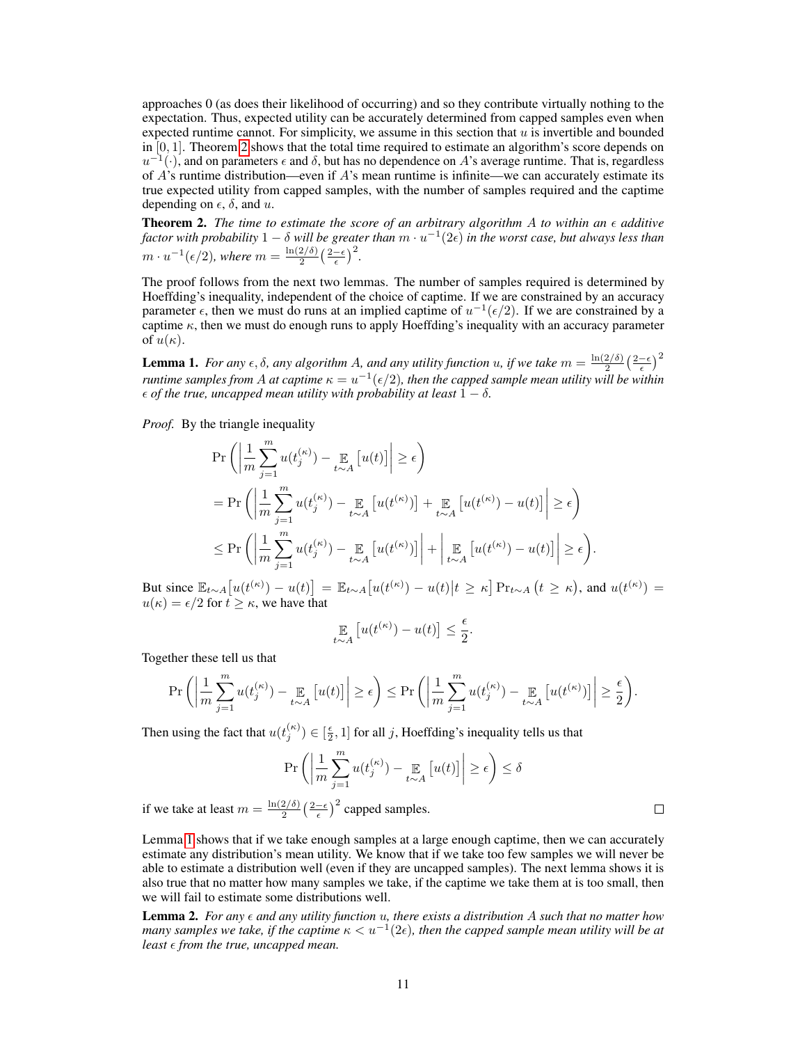approaches 0 (as does their likelihood of occurring) and so they contribute virtually nothing to the expectation. Thus, expected utility can be accurately determined from capped samples even when expected runtime cannot. For simplicity, we assume in this section that $u$ is invertible and bounded in $[0, 1]$. Theorem 2 shows that the total time required to estimate an algorithm's score depends on $u^{-1}(\cdot)$, and on parameters $\epsilon$ and $\delta$, but has no dependence on $A$'s average runtime. That is, regardless of $A$'s runtime distribution—even if $A$'s mean runtime is infinite—we can accurately estimate its true expected utility from capped samples, with the number of samples required and the captime depending on $\epsilon$, $\delta$, and $u$.

**Theorem 2.** *The time to estimate the score of an arbitrary algorithm $A$ to within an $\epsilon$ additive factor with probability $1 - \delta$ will be greater than $m \cdot u^{-1}(2\epsilon)$ in the worst case, but always less than $m \cdot u^{-1}(\epsilon/2)$, where $m = \frac{\ln(2/\delta)}{2}\left(\frac{2-\epsilon}{\epsilon}\right)^2$.*

The proof follows from the next two lemmas. The number of samples required is determined by Hoeffding's inequality, independent of the choice of captime. If we are constrained by an accuracy parameter $\epsilon$, then we must do runs at an implied captime of $u^{-1}(\epsilon/2)$. If we are constrained by a captime $\kappa$, then we must do enough runs to apply Hoeffding's inequality with an accuracy parameter of $u(\kappa)$.

**Lemma 1.** *For any $\epsilon, \delta$, any algorithm $A$, and any utility function $u$, if we take $m = \frac{\ln(2/\delta)}{2}\left(\frac{2-\epsilon}{\epsilon}\right)^2$ runtime samples from $A$ at captime $\kappa = u^{-1}(\epsilon/2)$, then the capped sample mean utility will be within $\epsilon$ of the true, uncapped mean utility with probability at least $1 - \delta$.*

*Proof.* By the triangle inequality

$$
\begin{aligned}
&\Pr\left(\left|\frac{1}{m}\sum_{j=1}^{m} u(t_j^{(\kappa)}) - \mathop{\mathbb{E}}_{t\sim A}\left[u(t)\right]\right| \geq \epsilon\right) \\
&= \Pr\left(\left|\frac{1}{m}\sum_{j=1}^{m} u(t_j^{(\kappa)}) - \mathop{\mathbb{E}}_{t\sim A}\left[u(t^{(\kappa)})\right] + \mathop{\mathbb{E}}_{t\sim A}\left[u(t^{(\kappa)}) - u(t)\right]\right| \geq \epsilon\right) \\
&\leq \Pr\left(\left|\frac{1}{m}\sum_{j=1}^{m} u(t_j^{(\kappa)}) - \mathop{\mathbb{E}}_{t\sim A}\left[u(t^{(\kappa)})\right]\right| + \left|\mathop{\mathbb{E}}_{t\sim A}\left[u(t^{(\kappa)}) - u(t)\right]\right| \geq \epsilon\right).
\end{aligned}
$$

But since $\mathbb{E}_{t\sim A}\left[u(t^{(\kappa)}) - u(t)\right] = \mathbb{E}_{t\sim A}\left[u(t^{(\kappa)}) - u(t) \middle| t \geq \kappa\right] \Pr_{t\sim A}\left(t \geq \kappa\right)$, and $u(t^{(\kappa)}) = u(\kappa) = \epsilon/2$ for $t \geq \kappa$, we have that

$$
\mathop{\mathbb{E}}_{t\sim A}\left[u(t^{(\kappa)}) - u(t)\right] \leq \frac{\epsilon}{2}.
$$

Together these tell us that

$$
\Pr\left(\left|\frac{1}{m}\sum_{j=1}^{m} u(t_j^{(\kappa)}) - \mathop{\mathbb{E}}_{t\sim A}\left[u(t)\right]\right| \geq \epsilon\right) \leq \Pr\left(\left|\frac{1}{m}\sum_{j=1}^{m} u(t_j^{(\kappa)}) - \mathop{\mathbb{E}}_{t\sim A}\left[u(t^{(\kappa)})\right]\right| \geq \frac{\epsilon}{2}\right).
$$

Then using the fact that $u(t_j^{(\kappa)}) \in [\frac{\epsilon}{2}, 1]$ for all $j$, Hoeffding's inequality tells us that

$$
\Pr\left(\left|\frac{1}{m}\sum_{j=1}^{m} u(t_j^{(\kappa)}) - \mathop{\mathbb{E}}_{t\sim A}\left[u(t)\right]\right| \geq \epsilon\right) \leq \delta
$$

if we take at least $m = \frac{\ln(2/\delta)}{2}\left(\frac{2-\epsilon}{\epsilon}\right)^2$ capped samples. ◻

Lemma 1 shows that if we take enough samples at a large enough captime, then we can accurately estimate any distribution's mean utility. We know that if we take too few samples we will never be able to estimate a distribution well (even if they are uncapped samples). The next lemma shows it is also true that no matter how many samples we take, if the captime we take them at is too small, then we will fail to estimate some distributions well.

**Lemma 2.** *For any $\epsilon$ and any utility function $u$, there exists a distribution $A$ such that no matter how many samples we take, if the captime $\kappa < u^{-1}(2\epsilon)$, then the capped sample mean utility will be at least $\epsilon$ from the true, uncapped mean.*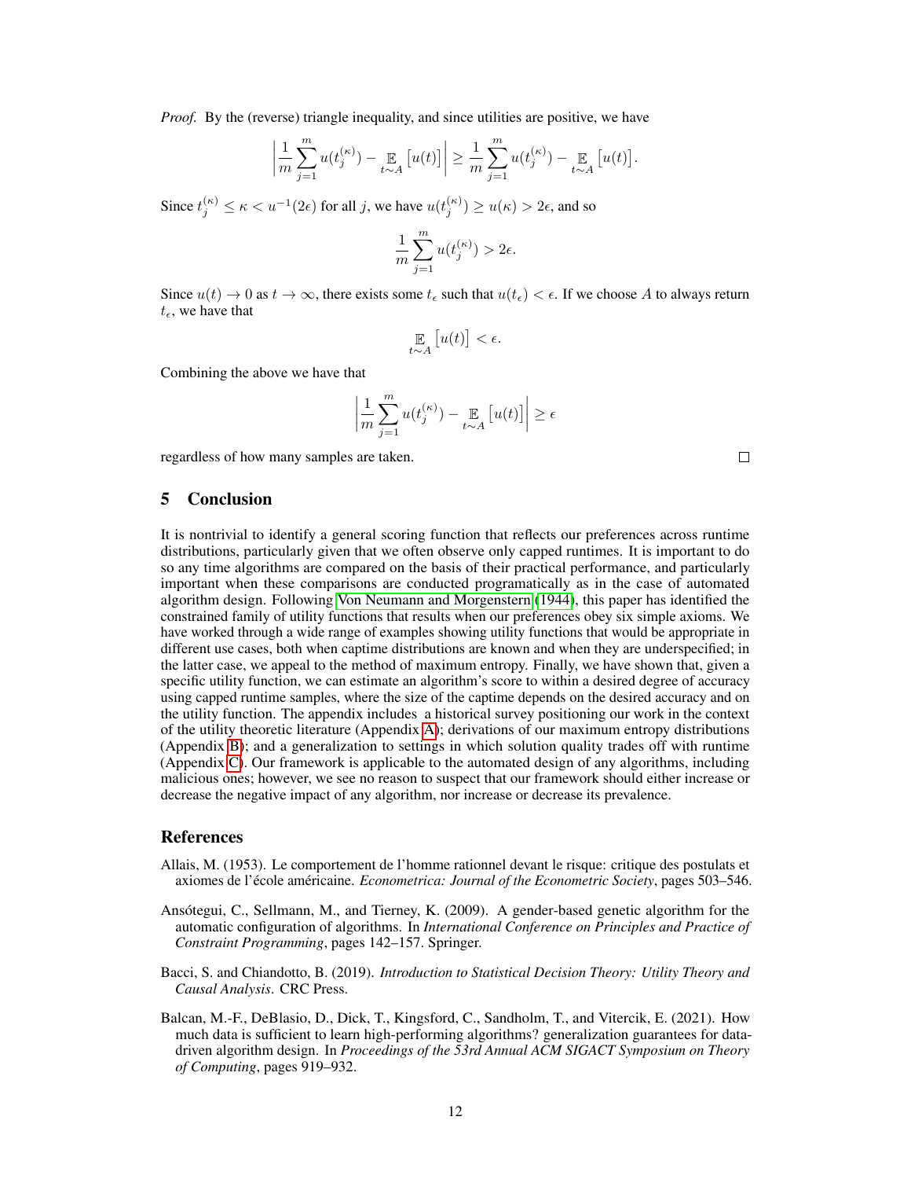*Proof.* By the (reverse) triangle inequality, and since utilities are positive, we have

$$\left| \frac{1}{m} \sum_{j=1}^{m} u(t_j^{(\kappa)}) - \mathop{\mathbb{E}}_{t \sim A} \left[u(t)\right] \right| \geq \frac{1}{m} \sum_{j=1}^{m} u(t_j^{(\kappa)}) - \mathop{\mathbb{E}}_{t \sim A} \left[u(t)\right].$$

Since $t_j^{(\kappa)} \leq \kappa < u^{-1}(2\epsilon)$ for all $j$, we have $u(t_j^{(\kappa)}) \geq u(\kappa) > 2\epsilon$, and so

$$\frac{1}{m} \sum_{j=1}^{m} u(t_j^{(\kappa)}) > 2\epsilon.$$

Since $u(t) \to 0$ as $t \to \infty$, there exists some $t_\epsilon$ such that $u(t_\epsilon) < \epsilon$. If we choose $A$ to always return $t_\epsilon$, we have that

$$\mathop{\mathbb{E}}_{t \sim A} \left[u(t)\right] < \epsilon.$$

Combining the above we have that

$$\left| \frac{1}{m} \sum_{j=1}^{m} u(t_j^{(\kappa)}) - \mathop{\mathbb{E}}_{t \sim A} \left[u(t)\right] \right| \geq \epsilon$$

regardless of how many samples are taken. □

## 5 Conclusion

It is nontrivial to identify a general scoring function that reflects our preferences across runtime distributions, particularly given that we often observe only capped runtimes. It is important to do so any time algorithms are compared on the basis of their practical performance, and particularly important when these comparisons are conducted programatically as in the case of automated algorithm design. Following Von Neumann and Morgenstern (1944), this paper has identified the constrained family of utility functions that results when our preferences obey six simple axioms. We have worked through a wide range of examples showing utility functions that would be appropriate in different use cases, both when captime distributions are known and when they are underspecified; in the latter case, we appeal to the method of maximum entropy. Finally, we have shown that, given a specific utility function, we can estimate an algorithm's score to within a desired degree of accuracy using capped runtime samples, where the size of the captime depends on the desired accuracy and on the utility function. The appendix includes a historical survey positioning our work in the context of the utility theoretic literature (Appendix A); derivations of our maximum entropy distributions (Appendix B); and a generalization to settings in which solution quality trades off with runtime (Appendix C). Our framework is applicable to the automated design of any algorithms, including malicious ones; however, we see no reason to suspect that our framework should either increase or decrease the negative impact of any algorithm, nor increase or decrease its prevalence.

## References

Allais, M. (1953). Le comportement de l'homme rationnel devant le risque: critique des postulats et axiomes de l'école américaine. *Econometrica: Journal of the Econometric Society*, pages 503–546.

Ansótegui, C., Sellmann, M., and Tierney, K. (2009). A gender-based genetic algorithm for the automatic configuration of algorithms. In *International Conference on Principles and Practice of Constraint Programming*, pages 142–157. Springer.

Bacci, S. and Chiandotto, B. (2019). *Introduction to Statistical Decision Theory: Utility Theory and Causal Analysis*. CRC Press.

Balcan, M.-F., DeBlasio, D., Dick, T., Kingsford, C., Sandholm, T., and Vitercik, E. (2021). How much data is sufficient to learn high-performing algorithms? generalization guarantees for data-driven algorithm design. In *Proceedings of the 53rd Annual ACM SIGACT Symposium on Theory of Computing*, pages 919–932.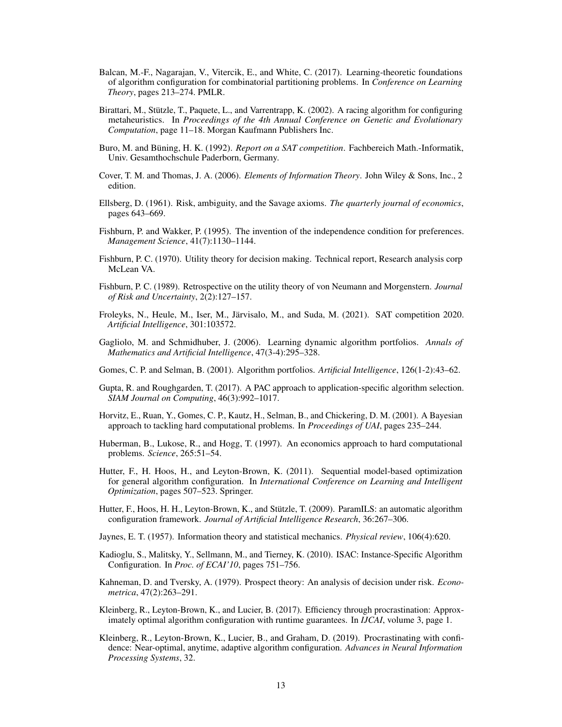Balcan, M.-F., Nagarajan, V., Vitercik, E., and White, C. (2017). Learning-theoretic foundations of algorithm configuration for combinatorial partitioning problems. In *Conference on Learning Theory*, pages 213–274. PMLR.

Birattari, M., Stützle, T., Paquete, L., and Varrentrapp, K. (2002). A racing algorithm for configuring metaheuristics. In *Proceedings of the 4th Annual Conference on Genetic and Evolutionary Computation*, page 11–18. Morgan Kaufmann Publishers Inc.

Buro, M. and Büning, H. K. (1992). *Report on a SAT competition*. Fachbereich Math.-Informatik, Univ. Gesamthochschule Paderborn, Germany.

Cover, T. M. and Thomas, J. A. (2006). *Elements of Information Theory*. John Wiley & Sons, Inc., 2 edition.

Ellsberg, D. (1961). Risk, ambiguity, and the Savage axioms. *The quarterly journal of economics*, pages 643–669.

Fishburn, P. and Wakker, P. (1995). The invention of the independence condition for preferences. *Management Science*, 41(7):1130–1144.

Fishburn, P. C. (1970). Utility theory for decision making. Technical report, Research analysis corp McLean VA.

Fishburn, P. C. (1989). Retrospective on the utility theory of von Neumann and Morgenstern. *Journal of Risk and Uncertainty*, 2(2):127–157.

Froleyks, N., Heule, M., Iser, M., Järvisalo, M., and Suda, M. (2021). SAT competition 2020. *Artificial Intelligence*, 301:103572.

Gagliolo, M. and Schmidhuber, J. (2006). Learning dynamic algorithm portfolios. *Annals of Mathematics and Artificial Intelligence*, 47(3-4):295–328.

Gomes, C. P. and Selman, B. (2001). Algorithm portfolios. *Artificial Intelligence*, 126(1-2):43–62.

Gupta, R. and Roughgarden, T. (2017). A PAC approach to application-specific algorithm selection. *SIAM Journal on Computing*, 46(3):992–1017.

Horvitz, E., Ruan, Y., Gomes, C. P., Kautz, H., Selman, B., and Chickering, D. M. (2001). A Bayesian approach to tackling hard computational problems. In *Proceedings of UAI*, pages 235–244.

Huberman, B., Lukose, R., and Hogg, T. (1997). An economics approach to hard computational problems. *Science*, 265:51–54.

Hutter, F., H. Hoos, H., and Leyton-Brown, K. (2011). Sequential model-based optimization for general algorithm configuration. In *International Conference on Learning and Intelligent Optimization*, pages 507–523. Springer.

Hutter, F., Hoos, H. H., Leyton-Brown, K., and Stützle, T. (2009). ParamILS: an automatic algorithm configuration framework. *Journal of Artificial Intelligence Research*, 36:267–306.

Jaynes, E. T. (1957). Information theory and statistical mechanics. *Physical review*, 106(4):620.

Kadioglu, S., Malitsky, Y., Sellmann, M., and Tierney, K. (2010). ISAC: Instance-Specific Algorithm Configuration. In *Proc. of ECAI'10*, pages 751–756.

Kahneman, D. and Tversky, A. (1979). Prospect theory: An analysis of decision under risk. *Econometrica*, 47(2):263–291.

Kleinberg, R., Leyton-Brown, K., and Lucier, B. (2017). Efficiency through procrastination: Approximately optimal algorithm configuration with runtime guarantees. In *IJCAI*, volume 3, page 1.

Kleinberg, R., Leyton-Brown, K., Lucier, B., and Graham, D. (2019). Procrastinating with confidence: Near-optimal, anytime, adaptive algorithm configuration. *Advances in Neural Information Processing Systems*, 32.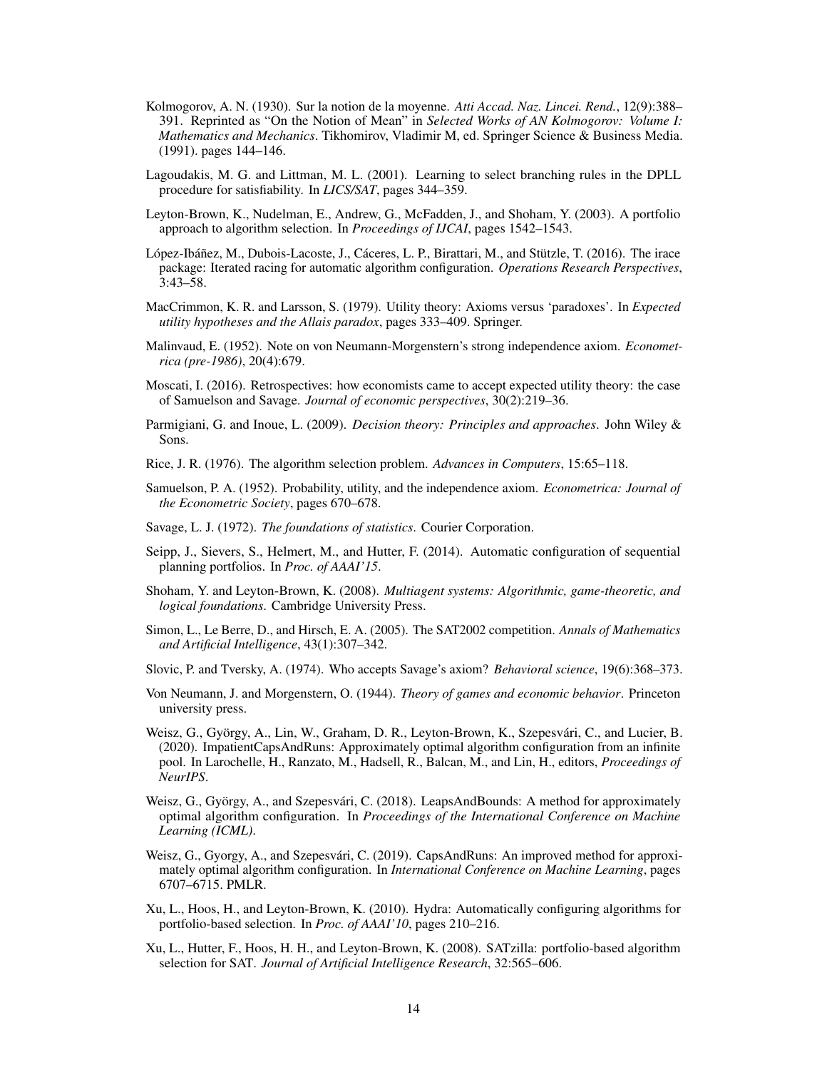Kolmogorov, A. N. (1930). Sur la notion de la moyenne. *Atti Accad. Naz. Lincei. Rend.*, 12(9):388–391. Reprinted as "On the Notion of Mean" in *Selected Works of AN Kolmogorov: Volume I: Mathematics and Mechanics*. Tikhomirov, Vladimir M, ed. Springer Science & Business Media. (1991). pages 144–146.

Lagoudakis, M. G. and Littman, M. L. (2001). Learning to select branching rules in the DPLL procedure for satisfiability. In *LICS/SAT*, pages 344–359.

Leyton-Brown, K., Nudelman, E., Andrew, G., McFadden, J., and Shoham, Y. (2003). A portfolio approach to algorithm selection. In *Proceedings of IJCAI*, pages 1542–1543.

López-Ibáñez, M., Dubois-Lacoste, J., Cáceres, L. P., Birattari, M., and Stützle, T. (2016). The irace package: Iterated racing for automatic algorithm configuration. *Operations Research Perspectives*, 3:43–58.

MacCrimmon, K. R. and Larsson, S. (1979). Utility theory: Axioms versus 'paradoxes'. In *Expected utility hypotheses and the Allais paradox*, pages 333–409. Springer.

Malinvaud, E. (1952). Note on von Neumann-Morgenstern's strong independence axiom. *Econometrica (pre-1986)*, 20(4):679.

Moscati, I. (2016). Retrospectives: how economists came to accept expected utility theory: the case of Samuelson and Savage. *Journal of economic perspectives*, 30(2):219–36.

Parmigiani, G. and Inoue, L. (2009). *Decision theory: Principles and approaches*. John Wiley & Sons.

Rice, J. R. (1976). The algorithm selection problem. *Advances in Computers*, 15:65–118.

Samuelson, P. A. (1952). Probability, utility, and the independence axiom. *Econometrica: Journal of the Econometric Society*, pages 670–678.

Savage, L. J. (1972). *The foundations of statistics*. Courier Corporation.

Seipp, J., Sievers, S., Helmert, M., and Hutter, F. (2014). Automatic configuration of sequential planning portfolios. In *Proc. of AAAI'15*.

Shoham, Y. and Leyton-Brown, K. (2008). *Multiagent systems: Algorithmic, game-theoretic, and logical foundations*. Cambridge University Press.

Simon, L., Le Berre, D., and Hirsch, E. A. (2005). The SAT2002 competition. *Annals of Mathematics and Artificial Intelligence*, 43(1):307–342.

Slovic, P. and Tversky, A. (1974). Who accepts Savage's axiom? *Behavioral science*, 19(6):368–373.

Von Neumann, J. and Morgenstern, O. (1944). *Theory of games and economic behavior*. Princeton university press.

Weisz, G., György, A., Lin, W., Graham, D. R., Leyton-Brown, K., Szepesvári, C., and Lucier, B. (2020). ImpatientCapsAndRuns: Approximately optimal algorithm configuration from an infinite pool. In Larochelle, H., Ranzato, M., Hadsell, R., Balcan, M., and Lin, H., editors, *Proceedings of NeurIPS*.

Weisz, G., György, A., and Szepesvári, C. (2018). LeapsAndBounds: A method for approximately optimal algorithm configuration. In *Proceedings of the International Conference on Machine Learning (ICML)*.

Weisz, G., Gyorgy, A., and Szepesvári, C. (2019). CapsAndRuns: An improved method for approximately optimal algorithm configuration. In *International Conference on Machine Learning*, pages 6707–6715. PMLR.

Xu, L., Hoos, H., and Leyton-Brown, K. (2010). Hydra: Automatically configuring algorithms for portfolio-based selection. In *Proc. of AAAI'10*, pages 210–216.

Xu, L., Hutter, F., Hoos, H. H., and Leyton-Brown, K. (2008). SATzilla: portfolio-based algorithm selection for SAT. *Journal of Artificial Intelligence Research*, 32:565–606.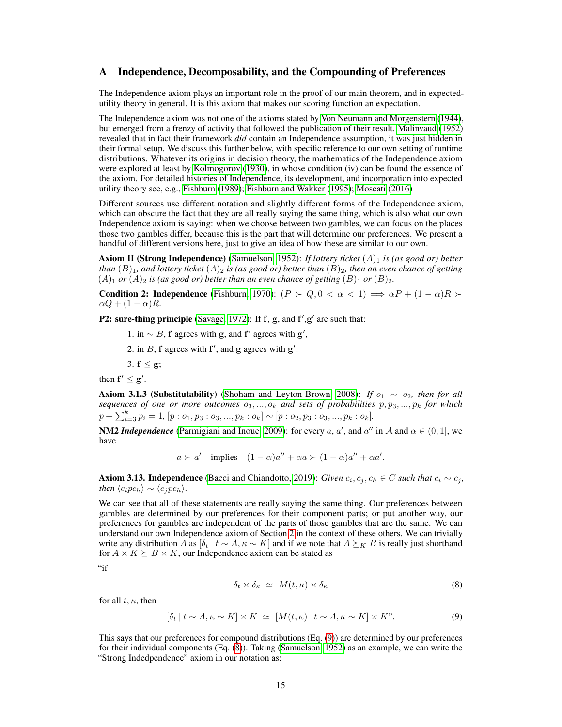## A Independence, Decomposability, and the Compounding of Preferences

The Independence axiom plays an important role in the proof of our main theorem, and in expected-utility theory in general. It is this axiom that makes our scoring function an expectation.

The Independence axiom was not one of the axioms stated by Von Neumann and Morgenstern (1944), but emerged from a frenzy of activity that followed the publication of their result. Malinvaud (1952) revealed that in fact their framework *did* contain an Independence assumption, it was just hidden in their formal setup. We discuss this further below, with specific reference to our own setting of runtime distributions. Whatever its origins in decision theory, the mathematics of the Independence axiom were explored at least by Kolmogorov (1930), in whose condition (iv) can be found the essence of the axiom. For detailed histories of Independence, its development, and incorporation into expected utility theory see, e.g., Fishburn (1989); Fishburn and Wakker (1995); Moscati (2016)

Different sources use different notation and slightly different forms of the Independence axiom, which can obscure the fact that they are all really saying the same thing, which is also what our own Independence axiom is saying: when we choose between two gambles, we can focus on the places those two gambles differ, because this is the part that will determine our preferences. We present a handful of different versions here, just to give an idea of how these are similar to our own.

**Axiom II (Strong Independence)** (Samuelson, 1952): *If lottery ticket $(A)_1$ is (as good or) better than $(B)_1$, and lottery ticket $(A)_2$ is (as good or) better than $(B)_2$, then an even chance of getting $(A)_1$ or $(A)_2$ is (as good or) better than an even chance of getting $(B)_1$ or $(B)_2$.*

**Condition 2: Independence** (Fishburn, 1970): $(P \succ Q, 0 < \alpha < 1) \implies \alpha P + (1-\alpha)R \succ \alpha Q + (1-\alpha)R$.

**P2: sure-thing principle** (Savage, 1972): If $\mathbf{f}$, $\mathbf{g}$, and $\mathbf{f}'$,$\mathbf{g}'$ are such that:

1. in $\sim B$, $\mathbf{f}$ agrees with $\mathbf{g}$, and $\mathbf{f}'$ agrees with $\mathbf{g}'$,
2. in $B$, $\mathbf{f}$ agrees with $\mathbf{f}'$, and $\mathbf{g}$ agrees with $\mathbf{g}'$,
3. $\mathbf{f} \leq \mathbf{g}$;

then $\mathbf{f}' \leq \mathbf{g}'$.

**Axiom 3.1.3 (Substitutability)** (Shoham and Leyton-Brown, 2008): *If $o_1 \sim o_2$, then for all sequences of one or more outcomes $o_3, ..., o_k$ and sets of probabilities $p, p_3, ..., p_k$ for which $p + \sum_{i=3}^{k} p_i = 1$, $[p : o_1, p_3 : o_3, ..., p_k : o_k] \sim [p : o_2, p_3 : o_3, ..., p_k : o_k]$.*

**NM2 *Independence*** (Parmigiani and Inoue, 2009): for every $a$, $a'$, and $a''$ in $\mathcal{A}$ and $\alpha \in (0, 1]$, we have

$$a \succ a' \quad \text{implies} \quad (1-\alpha)a'' + \alpha a \succ (1-\alpha)a'' + \alpha a'.$$

**Axiom 3.13. Independence** (Bacci and Chiandotto, 2019): *Given $c_i, c_j, c_h \in C$ such that $c_i \sim c_j$, then $\langle c_i p c_h \rangle \sim \langle c_j p c_h \rangle$.*

We can see that all of these statements are really saying the same thing. Our preferences between gambles are determined by our preferences for their component parts; or put another way, our preferences for gambles are independent of the parts of those gambles that are the same. We can understand our own Independence axiom of Section 2 in the context of these others. We can trivially write any distribution $A$ as $[\delta_t \mid t \sim A, \kappa \sim K]$ and if we note that $A \succeq_K B$ is really just shorthand for $A \times K \succeq B \times K$, our Independence axiom can be stated as

"if

$$\delta_t \times \delta_\kappa \;\simeq\; M(t, \kappa) \times \delta_\kappa \tag{8}$$

for all $t, \kappa$, then

$$[\delta_t \mid t \sim A, \kappa \sim K] \times K \;\simeq\; [M(t, \kappa) \mid t \sim A, \kappa \sim K] \times K\text{''}. \tag{9}$$

This says that our preferences for compound distributions (Eq. (9)) are determined by our preferences for their individual components (Eq. (8)). Taking (Samuelson, 1952) as an example, we can write the "Strong Indedpendence" axiom in our notation as: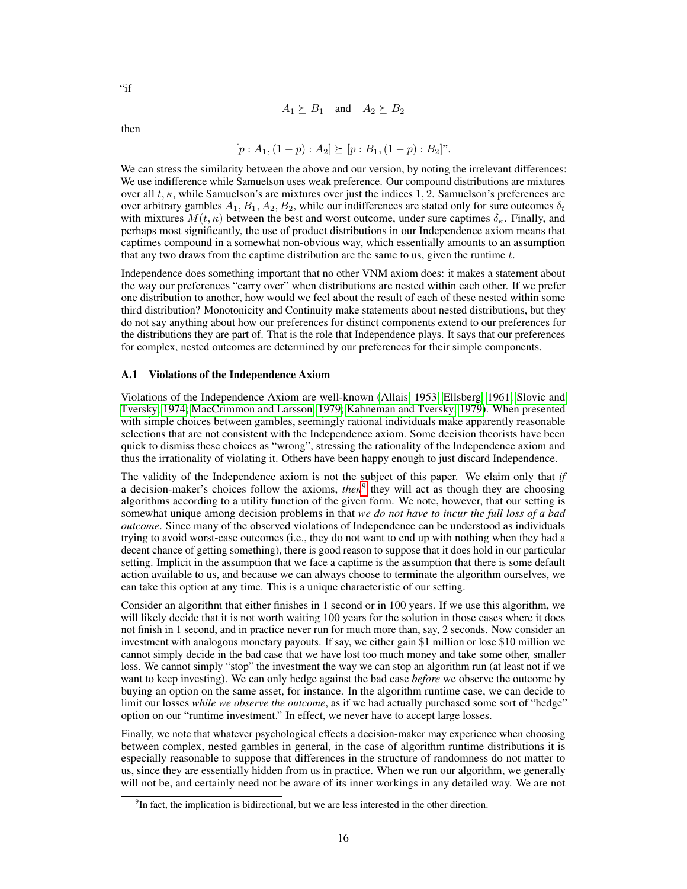"if

$$A_1 \succeq B_1 \quad \text{and} \quad A_2 \succeq B_2$$

then

$$[p : A_1, (1-p) : A_2] \succeq [p : B_1, (1-p) : B_2]".$$

We can stress the similarity between the above and our version, by noting the irrelevant differences: We use indifference while Samuelson uses weak preference. Our compound distributions are mixtures over all $t, \kappa$, while Samuelson's are mixtures over just the indices $1, 2$. Samuelson's preferences are over arbitrary gambles $A_1, B_1, A_2, B_2$, while our indifferences are stated only for sure outcomes $\delta_t$ with mixtures $M(t, \kappa)$ between the best and worst outcome, under sure captimes $\delta_\kappa$. Finally, and perhaps most significantly, the use of product distributions in our Independence axiom means that captimes compound in a somewhat non-obvious way, which essentially amounts to an assumption that any two draws from the captime distribution are the same to us, given the runtime $t$.

Independence does something important that no other VNM axiom does: it makes a statement about the way our preferences "carry over" when distributions are nested within each other. If we prefer one distribution to another, how would we feel about the result of each of these nested within some third distribution? Monotonicity and Continuity make statements about nested distributions, but they do not say anything about how our preferences for distinct components extend to our preferences for the distributions they are part of. That is the role that Independence plays. It says that our preferences for complex, nested outcomes are determined by our preferences for their simple components.

### A.1 Violations of the Independence Axiom

Violations of the Independence Axiom are well-known (Allais, 1953; Ellsberg, 1961; Slovic and Tversky, 1974; MacCrimmon and Larsson, 1979; Kahneman and Tversky, 1979). When presented with simple choices between gambles, seemingly rational individuals make apparently reasonable selections that are not consistent with the Independence axiom. Some decision theorists have been quick to dismiss these choices as "wrong", stressing the rationality of the Independence axiom and thus the irrationality of violating it. Others have been happy enough to just discard Independence.

The validity of the Independence axiom is not the subject of this paper. We claim only that *if* a decision-maker's choices follow the axioms, *then*[9] they will act as though they are choosing algorithms according to a utility function of the given form. We note, however, that our setting is somewhat unique among decision problems in that *we do not have to incur the full loss of a bad outcome*. Since many of the observed violations of Independence can be understood as individuals trying to avoid worst-case outcomes (i.e., they do not want to end up with nothing when they had a decent chance of getting something), there is good reason to suppose that it does hold in our particular setting. Implicit in the assumption that we face a captime is the assumption that there is some default action available to us, and because we can always choose to terminate the algorithm ourselves, we can take this option at any time. This is a unique characteristic of our setting.

Consider an algorithm that either finishes in 1 second or in 100 years. If we use this algorithm, we will likely decide that it is not worth waiting 100 years for the solution in those cases where it does not finish in 1 second, and in practice never run for much more than, say, 2 seconds. Now consider an investment with analogous monetary payouts. If say, we either gain \$1 million or lose \$10 million we cannot simply decide in the bad case that we have lost too much money and take some other, smaller loss. We cannot simply "stop" the investment the way we can stop an algorithm run (at least not if we want to keep investing). We can only hedge against the bad case *before* we observe the outcome by buying an option on the same asset, for instance. In the algorithm runtime case, we can decide to limit our losses *while we observe the outcome*, as if we had actually purchased some sort of "hedge" option on our "runtime investment." In effect, we never have to accept large losses.

Finally, we note that whatever psychological effects a decision-maker may experience when choosing between complex, nested gambles in general, in the case of algorithm runtime distributions it is especially reasonable to suppose that differences in the structure of randomness do not matter to us, since they are essentially hidden from us in practice. When we run our algorithm, we generally will not be, and certainly need not be aware of its inner workings in any detailed way. We are not

[9] In fact, the implication is bidirectional, but we are less interested in the other direction.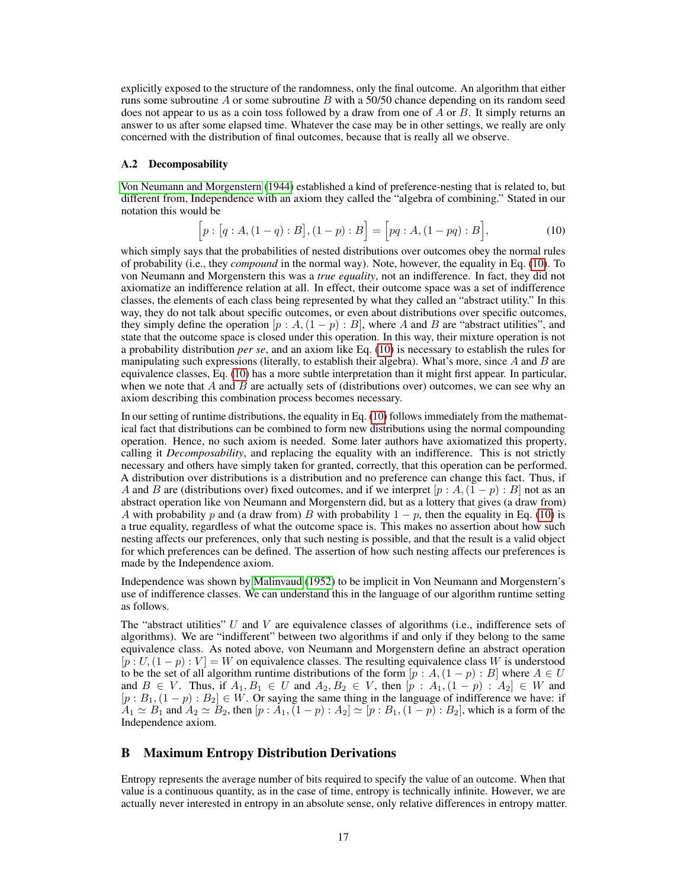explicitly exposed to the structure of the randomness, only the final outcome. An algorithm that either runs some subroutine $A$ or some subroutine $B$ with a 50/50 chance depending on its random seed does not appear to us as a coin toss followed by a draw from one of $A$ or $B$. It simply returns an answer to us after some elapsed time. Whatever the case may be in other settings, we really are only concerned with the distribution of final outcomes, because that is really all we observe.

### A.2 Decomposability

Von Neumann and Morgenstern (1944) established a kind of preference-nesting that is related to, but different from, Independence with an axiom they called the "algebra of combining." Stated in our notation this would be

$$\Big[p : \big[q : A, (1-q) : B\big], (1-p) : B\Big] = \Big[pq : A, (1-pq) : B\Big], \tag{10}$$

which simply says that the probabilities of nested distributions over outcomes obey the normal rules of probability (i.e., they *compound* in the normal way). Note, however, the equality in Eq. (10). To von Neumann and Morgenstern this was a *true equality*, not an indifference. In fact, they did not axiomatize an indifference relation at all. In effect, their outcome space was a set of indifference classes, the elements of each class being represented by what they called an "abstract utility." In this way, they do not talk about specific outcomes, or even about distributions over specific outcomes, they simply define the operation $[p : A, (1-p) : B]$, where $A$ and $B$ are "abstract utilities", and state that the outcome space is closed under this operation. In this way, their mixture operation is not a probability distribution *per se*, and an axiom like Eq. (10) is necessary to establish the rules for manipulating such expressions (literally, to establish their algebra). What's more, since $A$ and $B$ are equivalence classes, Eq. (10) has a more subtle interpretation than it might first appear. In particular, when we note that $A$ and $B$ are actually sets of (distributions over) outcomes, we can see why an axiom describing this combination process becomes necessary.

In our setting of runtime distributions, the equality in Eq. (10) follows immediately from the mathematical fact that distributions can be combined to form new distributions using the normal compounding operation. Hence, no such axiom is needed. Some later authors have axiomatized this property, calling it *Decomposability*, and replacing the equality with an indifference. This is not strictly necessary and others have simply taken for granted, correctly, that this operation can be performed. A distribution over distributions is a distribution and no preference can change this fact. Thus, if $A$ and $B$ are (distributions over) fixed outcomes, and if we interpret $[p : A, (1-p) : B]$ not as an abstract operation like von Neumann and Morgenstern did, but as a lottery that gives (a draw from) $A$ with probability $p$ and (a draw from) $B$ with probability $1-p$, then the equality in Eq. (10) is a true equality, regardless of what the outcome space is. This makes no assertion about how such nesting affects our preferences, only that such nesting is possible, and that the result is a valid object for which preferences can be defined. The assertion of how such nesting affects our preferences is made by the Independence axiom.

Independence was shown by Malinvaud (1952) to be implicit in Von Neumann and Morgenstern's use of indifference classes. We can understand this in the language of our algorithm runtime setting as follows.

The "abstract utilities" $U$ and $V$ are equivalence classes of algorithms (i.e., indifference sets of algorithms). We are "indifferent" between two algorithms if and only if they belong to the same equivalence class. As noted above, von Neumann and Morgenstern define an abstract operation $[p : U, (1-p) : V] = W$ on equivalence classes. The resulting equivalence class $W$ is understood to be the set of all algorithm runtime distributions of the form $[p : A, (1-p) : B]$ where $A \in U$ and $B \in V$. Thus, if $A_1, B_1 \in U$ and $A_2, B_2 \in V$, then $[p : A_1, (1-p) : A_2] \in W$ and $[p : B_1, (1-p) : B_2] \in W$. Or saying the same thing in the language of indifference we have: if $A_1 \simeq B_1$ and $A_2 \simeq B_2$, then $[p : A_1, (1-p) : A_2] \simeq [p : B_1, (1-p) : B_2]$, which is a form of the Independence axiom.

## B Maximum Entropy Distribution Derivations

Entropy represents the average number of bits required to specify the value of an outcome. When that value is a continuous quantity, as in the case of time, entropy is technically infinite. However, we are actually never interested in entropy in an absolute sense, only relative differences in entropy matter.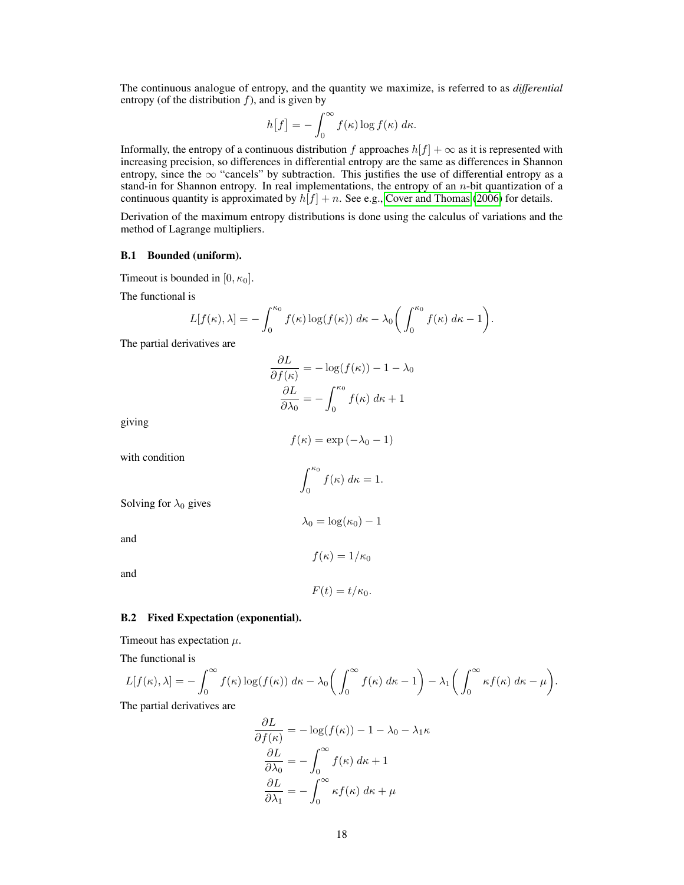The continuous analogue of entropy, and the quantity we maximize, is referred to as *differential* entropy (of the distribution $f$), and is given by

$$h\big[f\big] = -\int_0^\infty f(\kappa)\log f(\kappa)\ d\kappa.$$

Informally, the entropy of a continuous distribution $f$ approaches $h[f] + \infty$ as it is represented with increasing precision, so differences in differential entropy are the same as differences in Shannon entropy, since the $\infty$ "cancels" by subtraction. This justifies the use of differential entropy as a stand-in for Shannon entropy. In real implementations, the entropy of an $n$-bit quantization of a continuous quantity is approximated by $h[f] + n$. See e.g., Cover and Thomas (2006) for details.

Derivation of the maximum entropy distributions is done using the calculus of variations and the method of Lagrange multipliers.

### B.1 Bounded (uniform).

Timeout is bounded in $[0, \kappa_0]$.

The functional is

$$L[f(\kappa), \lambda] = -\int_0^{\kappa_0} f(\kappa)\log(f(\kappa))\ d\kappa - \lambda_0\bigg(\int_0^{\kappa_0} f(\kappa)\ d\kappa - 1\bigg).$$

The partial derivatives are

$$\frac{\partial L}{\partial f(\kappa)} = -\log(f(\kappa)) - 1 - \lambda_0$$

$$\frac{\partial L}{\partial \lambda_0} = -\int_0^{\kappa_0} f(\kappa)\ d\kappa + 1$$

giving

$$f(\kappa) = \exp\left(-\lambda_0 - 1\right)$$

with condition

$$\int_0^{\kappa_0} f(\kappa)\ d\kappa = 1.$$

Solving for $\lambda_0$ gives

$$\lambda_0 = \log(\kappa_0) - 1$$

and

$$f(\kappa) = 1/\kappa_0$$

and

$$F(t) = t/\kappa_0.$$

### B.2 Fixed Expectation (exponential).

Timeout has expectation $\mu$.

The functional is

$$L[f(\kappa), \lambda] = -\int_0^\infty f(\kappa)\log(f(\kappa))\ d\kappa - \lambda_0\bigg(\int_0^\infty f(\kappa)\ d\kappa - 1\bigg) - \lambda_1\bigg(\int_0^\infty \kappa f(\kappa)\ d\kappa - \mu\bigg).$$

The partial derivatives are

$$\frac{\partial L}{\partial f(\kappa)} = -\log(f(\kappa)) - 1 - \lambda_0 - \lambda_1\kappa$$

$$\frac{\partial L}{\partial \lambda_0} = -\int_0^\infty f(\kappa)\ d\kappa + 1$$

$$\frac{\partial L}{\partial \lambda_1} = -\int_0^\infty \kappa f(\kappa)\ d\kappa + \mu$$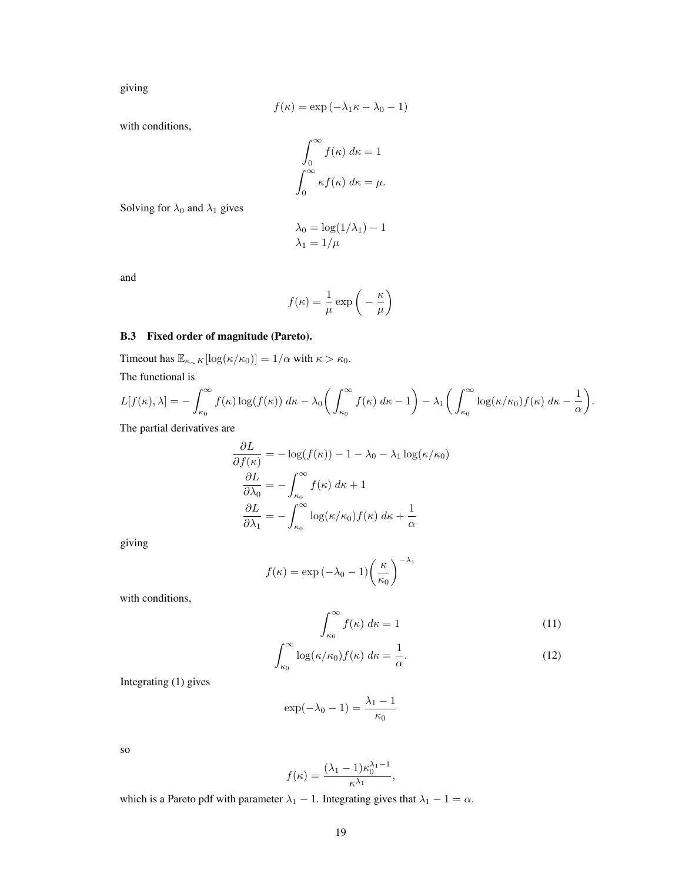giving

$$f(\kappa) = \exp\left(-\lambda_1 \kappa - \lambda_0 - 1\right)$$

with conditions,

$$\int_0^\infty f(\kappa)\, d\kappa = 1$$
$$\int_0^\infty \kappa f(\kappa)\, d\kappa = \mu.$$

Solving for $\lambda_0$ and $\lambda_1$ gives

$$\lambda_0 = \log(1/\lambda_1) - 1$$
$$\lambda_1 = 1/\mu$$

and

$$f(\kappa) = \frac{1}{\mu} \exp\left(-\frac{\kappa}{\mu}\right)$$

### B.3 Fixed order of magnitude (Pareto).

Timeout has $\mathbb{E}_{\kappa \sim K}[\log(\kappa/\kappa_0)] = 1/\alpha$ with $\kappa > \kappa_0$.

The functional is

$$L[f(\kappa), \lambda] = -\int_{\kappa_0}^\infty f(\kappa)\log(f(\kappa))\, d\kappa - \lambda_0\left(\int_{\kappa_0}^\infty f(\kappa)\, d\kappa - 1\right) - \lambda_1\left(\int_{\kappa_0}^\infty \log(\kappa/\kappa_0) f(\kappa)\, d\kappa - \frac{1}{\alpha}\right).$$

The partial derivatives are

$$\frac{\partial L}{\partial f(\kappa)} = -\log(f(\kappa)) - 1 - \lambda_0 - \lambda_1 \log(\kappa/\kappa_0)$$
$$\frac{\partial L}{\partial \lambda_0} = -\int_{\kappa_0}^\infty f(\kappa)\, d\kappa + 1$$
$$\frac{\partial L}{\partial \lambda_1} = -\int_{\kappa_0}^\infty \log(\kappa/\kappa_0) f(\kappa)\, d\kappa + \frac{1}{\alpha}$$

giving

$$f(\kappa) = \exp\left(-\lambda_0 - 1\right)\left(\frac{\kappa}{\kappa_0}\right)^{-\lambda_1}$$

with conditions,

$$\int_{\kappa_0}^\infty f(\kappa)\, d\kappa = 1 \tag{11}$$

$$\int_{\kappa_0}^\infty \log(\kappa/\kappa_0) f(\kappa)\, d\kappa = \frac{1}{\alpha}. \tag{12}$$

Integrating (1) gives

$$\exp(-\lambda_0 - 1) = \frac{\lambda_1 - 1}{\kappa_0}$$

so

$$f(\kappa) = \frac{(\lambda_1 - 1)\kappa_0^{\lambda_1 - 1}}{\kappa^{\lambda_1}},$$

which is a Pareto pdf with parameter $\lambda_1 - 1$. Integrating gives that $\lambda_1 - 1 = \alpha$.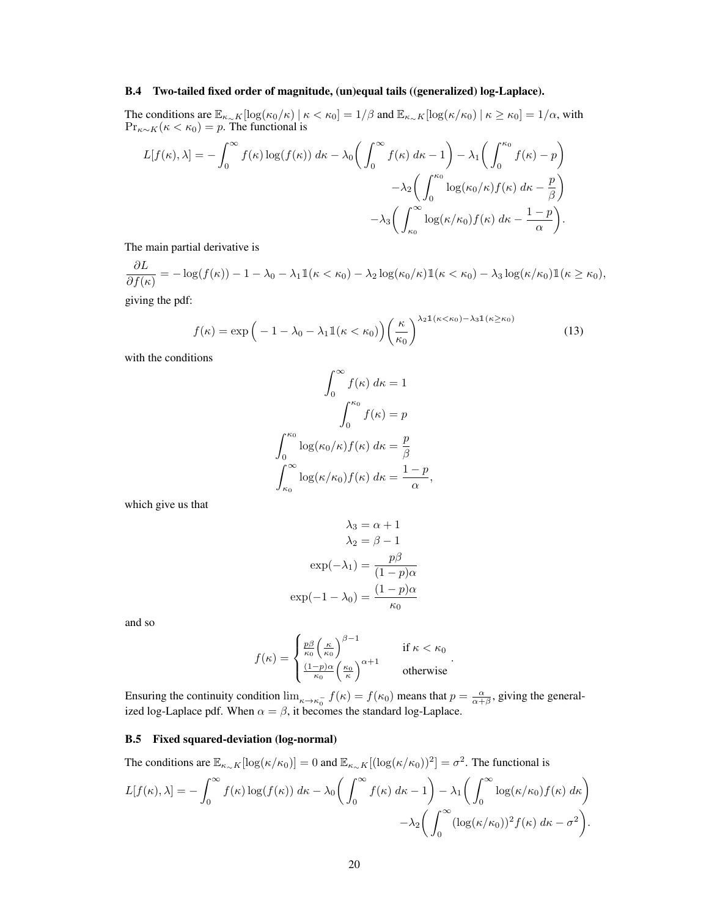### B.4 Two-tailed fixed order of magnitude, (un)equal tails ((generalized) log-Laplace).

The conditions are $\mathbb{E}_{\kappa\sim K}[\log(\kappa_0/\kappa) \mid \kappa < \kappa_0] = 1/\beta$ and $\mathbb{E}_{\kappa\sim K}[\log(\kappa/\kappa_0) \mid \kappa \geq \kappa_0] = 1/\alpha$, with $\Pr_{\kappa\sim K}(\kappa < \kappa_0) = p$. The functional is

$$
\begin{aligned}
L[f(\kappa), \lambda] = -\int_0^\infty f(\kappa)\log(f(\kappa))\, d\kappa - \lambda_0\bigg(\int_0^\infty f(\kappa)\, d\kappa - 1\bigg) - \lambda_1\bigg(\int_0^{\kappa_0} f(\kappa) - p\bigg) \\
-\lambda_2\bigg(\int_0^{\kappa_0} \log(\kappa_0/\kappa) f(\kappa)\, d\kappa - \frac{p}{\beta}\bigg) \\
-\lambda_3\bigg(\int_{\kappa_0}^\infty \log(\kappa/\kappa_0) f(\kappa)\, d\kappa - \frac{1-p}{\alpha}\bigg).
\end{aligned}
$$

The main partial derivative is

$$
\frac{\partial L}{\partial f(\kappa)} = -\log(f(\kappa)) - 1 - \lambda_0 - \lambda_1 \mathbb{1}(\kappa < \kappa_0) - \lambda_2 \log(\kappa_0/\kappa)\mathbb{1}(\kappa < \kappa_0) - \lambda_3 \log(\kappa/\kappa_0)\mathbb{1}(\kappa \geq \kappa_0),
$$

giving the pdf:

$$
f(\kappa) = \exp\Big(-1 - \lambda_0 - \lambda_1 \mathbb{1}(\kappa < \kappa_0)\Big)\bigg(\frac{\kappa}{\kappa_0}\bigg)^{\lambda_2 \mathbb{1}(\kappa<\kappa_0) - \lambda_3 \mathbb{1}(\kappa \geq \kappa_0)} \tag{13}
$$

with the conditions

$$
\begin{aligned}
\int_0^\infty f(\kappa)\, d\kappa &= 1 \\
\int_0^{\kappa_0} f(\kappa) &= p \\
\int_0^{\kappa_0} \log(\kappa_0/\kappa) f(\kappa)\, d\kappa &= \frac{p}{\beta} \\
\int_{\kappa_0}^\infty \log(\kappa/\kappa_0) f(\kappa)\, d\kappa &= \frac{1-p}{\alpha},
\end{aligned}
$$

which give us that

$$
\begin{aligned}
\lambda_3 &= \alpha + 1 \\
\lambda_2 &= \beta - 1 \\
\exp(-\lambda_1) &= \frac{p\beta}{(1-p)\alpha} \\
\exp(-1 - \lambda_0) &= \frac{(1-p)\alpha}{\kappa_0}
\end{aligned}
$$

and so

$$
f(\kappa) = \begin{cases} \frac{p\beta}{\kappa_0}\Big(\frac{\kappa}{\kappa_0}\Big)^{\beta - 1} & \text{if } \kappa < \kappa_0 \\ \frac{(1-p)\alpha}{\kappa_0}\Big(\frac{\kappa_0}{\kappa}\Big)^{\alpha+1} & \text{otherwise} \end{cases}.
$$

Ensuring the continuity condition $\lim_{\kappa\to\kappa_0^-} f(\kappa) = f(\kappa_0)$ means that $p = \frac{\alpha}{\alpha+\beta}$, giving the generalized log-Laplace pdf. When $\alpha = \beta$, it becomes the standard log-Laplace.

### B.5 Fixed squared-deviation (log-normal)

The conditions are $\mathbb{E}_{\kappa\sim K}[\log(\kappa/\kappa_0)] = 0$ and $\mathbb{E}_{\kappa\sim K}[(\log(\kappa/\kappa_0))^2] = \sigma^2$. The functional is

$$
\begin{aligned}
L[f(\kappa), \lambda] = -\int_0^\infty f(\kappa)\log(f(\kappa))\, d\kappa - \lambda_0\bigg(\int_0^\infty f(\kappa)\, d\kappa - 1\bigg) - \lambda_1\bigg(\int_0^\infty \log(\kappa/\kappa_0) f(\kappa)\, d\kappa\bigg) \\
-\lambda_2\bigg(\int_0^\infty (\log(\kappa/\kappa_0))^2 f(\kappa)\, d\kappa - \sigma^2\bigg).
\end{aligned}
$$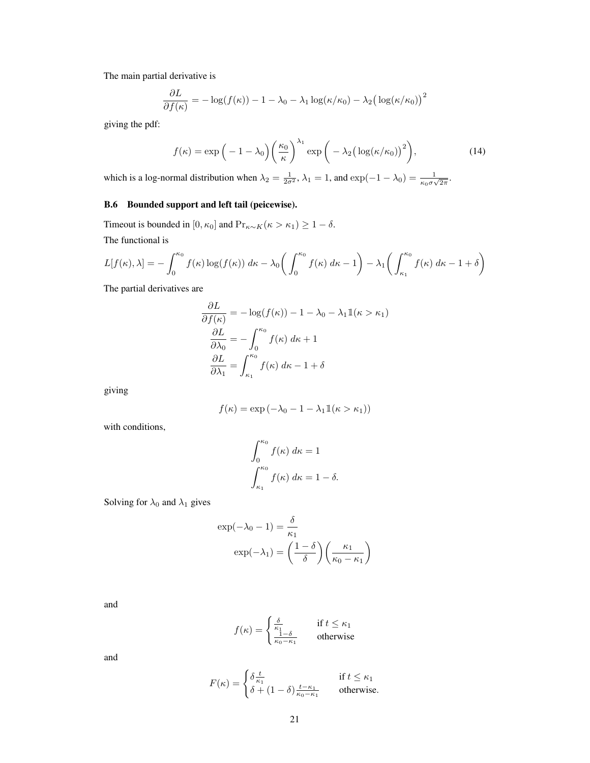The main partial derivative is

$$\frac{\partial L}{\partial f(\kappa)} = -\log(f(\kappa)) - 1 - \lambda_0 - \lambda_1 \log(\kappa/\kappa_0) - \lambda_2\big(\log(\kappa/\kappa_0)\big)^2$$

giving the pdf:

$$f(\kappa) = \exp\Big(-1-\lambda_0\Big)\Big(\frac{\kappa_0}{\kappa}\Big)^{\lambda_1}\exp\Big(-\lambda_2\big(\log(\kappa/\kappa_0)\big)^2\Big), \tag{14}$$

which is a log-normal distribution when $\lambda_2 = \frac{1}{2\sigma^2}$, $\lambda_1 = 1$, and $\exp(-1-\lambda_0) = \frac{1}{\kappa_0\sigma\sqrt{2\pi}}$.

### B.6 Bounded support and left tail (peicewise).

Timeout is bounded in $[0, \kappa_0]$ and $\Pr_{\kappa\sim K}(\kappa > \kappa_1) \geq 1-\delta$.

The functional is

$$L[f(\kappa),\lambda] = -\int_0^{\kappa_0} f(\kappa)\log(f(\kappa))\,d\kappa - \lambda_0\bigg(\int_0^{\kappa_0} f(\kappa)\,d\kappa - 1\bigg) - \lambda_1\bigg(\int_{\kappa_1}^{\kappa_0} f(\kappa)\,d\kappa - 1 + \delta\bigg)$$

The partial derivatives are

$$\begin{aligned}
\frac{\partial L}{\partial f(\kappa)} &= -\log(f(\kappa)) - 1 - \lambda_0 - \lambda_1 \mathbb{1}(\kappa > \kappa_1) \\
\frac{\partial L}{\partial \lambda_0} &= -\int_0^{\kappa_0} f(\kappa)\,d\kappa + 1 \\
\frac{\partial L}{\partial \lambda_1} &= \int_{\kappa_1}^{\kappa_0} f(\kappa)\,d\kappa - 1 + \delta
\end{aligned}$$

giving

$$f(\kappa) = \exp\left(-\lambda_0 - 1 - \lambda_1 \mathbb{1}(\kappa > \kappa_1)\right)$$

with conditions,

$$\begin{aligned}
\int_0^{\kappa_0} f(\kappa)\,d\kappa &= 1 \\
\int_{\kappa_1}^{\kappa_0} f(\kappa)\,d\kappa &= 1-\delta.
\end{aligned}$$

Solving for $\lambda_0$ and $\lambda_1$ gives

$$\begin{aligned}
\exp(-\lambda_0 - 1) &= \frac{\delta}{\kappa_1} \\
\exp(-\lambda_1) &= \left(\frac{1-\delta}{\delta}\right)\left(\frac{\kappa_1}{\kappa_0 - \kappa_1}\right)
\end{aligned}$$

and

$$f(\kappa) = \begin{cases} \frac{\delta}{\kappa_1} & \text{if } t \leq \kappa_1 \\ \frac{1-\delta}{\kappa_0 - \kappa_1} & \text{otherwise} \end{cases}$$

and

$$F(\kappa) = \begin{cases} \delta\frac{t}{\kappa_1} & \text{if } t \leq \kappa_1 \\ \delta + (1-\delta)\frac{t-\kappa_1}{\kappa_0-\kappa_1} & \text{otherwise.} \end{cases}$$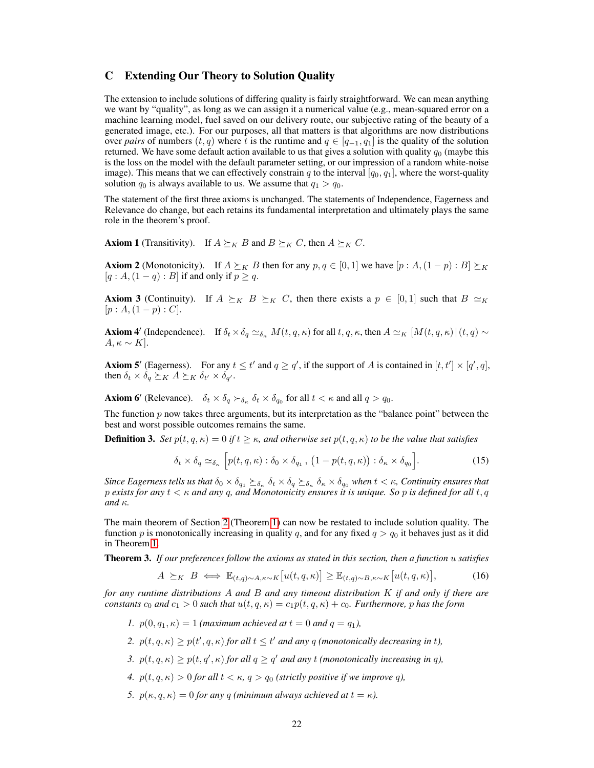## C Extending Our Theory to Solution Quality

The extension to include solutions of differing quality is fairly straightforward. We can mean anything we want by "quality", as long as we can assign it a numerical value (e.g., mean-squared error on a machine learning model, fuel saved on our delivery route, our subjective rating of the beauty of a generated image, etc.). For our purposes, all that matters is that algorithms are now distributions over *pairs* of numbers $(t, q)$ where $t$ is the runtime and $q \in [q_{-1}, q_1]$ is the quality of the solution returned. We have some default action available to us that gives a solution with quality $q_0$ (maybe this is the loss on the model with the default parameter setting, or our impression of a random white-noise image). This means that we can effectively constrain $q$ to the interval $[q_0, q_1]$, where the worst-quality solution $q_0$ is always available to us. We assume that $q_1 > q_0$.

The statement of the first three axioms is unchanged. The statements of Independence, Eagerness and Relevance do change, but each retains its fundamental interpretation and ultimately plays the same role in the theorem's proof.

**Axiom 1** (Transitivity). If $A \succeq_K B$ and $B \succeq_K C$, then $A \succeq_K C$.

**Axiom 2** (Monotonicity). If $A \succeq_K B$ then for any $p, q \in [0, 1]$ we have $[p : A, (1-p) : B] \succeq_K [q : A, (1-q) : B]$ if and only if $p \geq q$.

**Axiom 3** (Continuity). If $A \succeq_K B \succeq_K C$, then there exists a $p \in [0, 1]$ such that $B \simeq_K [p : A, (1-p) : C]$.

**Axiom 4′** (Independence). If $\delta_t \times \delta_q \simeq_{\delta_\kappa} M(t, q, \kappa)$ for all $t, q, \kappa$, then $A \simeq_K [M(t, q, \kappa) \,|\, (t, q) \sim A, \kappa \sim K]$.

**Axiom 5′** (Eagerness). For any $t \leq t'$ and $q \geq q'$, if the support of $A$ is contained in $[t, t'] \times [q', q]$, then $\delta_t \times \delta_q \succeq_K A \succeq_K \delta_{t'} \times \delta_{q'}$.

**Axiom 6′** (Relevance). $\delta_t \times \delta_q \succ_{\delta_\kappa} \delta_t \times \delta_{q_0}$ for all $t < \kappa$ and all $q > q_0$.

The function $p$ now takes three arguments, but its interpretation as the "balance point" between the best and worst possible outcomes remains the same.

**Definition 3.** *Set $p(t, q, \kappa) = 0$ if $t \geq \kappa$, and otherwise set $p(t, q, \kappa)$ to be the value that satisfies*

$$\delta_t \times \delta_q \simeq_{\delta_\kappa} \Big[ p(t, q, \kappa) : \delta_0 \times \delta_{q_1} \,,\, \big(1 - p(t, q, \kappa)\big) : \delta_\kappa \times \delta_{q_0} \Big]. \tag{15}$$

*Since Eagerness tells us that $\delta_0 \times \delta_{q_1} \succeq_{\delta_\kappa} \delta_t \times \delta_q \succeq_{\delta_\kappa} \delta_\kappa \times \delta_{q_0}$ when $t < \kappa$, Continuity ensures that $p$ exists for any $t < \kappa$ and any $q$, and Monotonicity ensures it is unique. So $p$ is defined for all $t, q$ and $\kappa$.*

The main theorem of Section 2 (Theorem 1) can now be restated to include solution quality. The function $p$ is monotonically increasing in quality $q$, and for any fixed $q > q_0$ it behaves just as it did in Theorem 1.

**Theorem 3.** *If our preferences follow the axioms as stated in this section, then a function $u$ satisfies*

$$A \succeq_K B \iff \mathbb{E}_{(t,q) \sim A, \kappa \sim K}\big[u(t, q, \kappa)\big] \geq \mathbb{E}_{(t,q) \sim B, \kappa \sim K}\big[u(t, q, \kappa)\big], \tag{16}$$

*for any runtime distributions $A$ and $B$ and any timeout distribution $K$ if and only if there are constants $c_0$ and $c_1 > 0$ such that $u(t, q, \kappa) = c_1 p(t, q, \kappa) + c_0$. Furthermore, $p$ has the form*

1. *$p(0, q_1, \kappa) = 1$ (maximum achieved at $t = 0$ and $q = q_1$),*
2. *$p(t, q, \kappa) \geq p(t', q, \kappa)$ for all $t \leq t'$ and any $q$ (monotonically decreasing in $t$),*
3. *$p(t, q, \kappa) \geq p(t, q', \kappa)$ for all $q \geq q'$ and any $t$ (monotonically increasing in $q$),*
4. *$p(t, q, \kappa) > 0$ for all $t < \kappa$, $q > q_0$ (strictly positive if we improve $q$),*
5. *$p(\kappa, q, \kappa) = 0$ for any $q$ (minimum always achieved at $t = \kappa$).*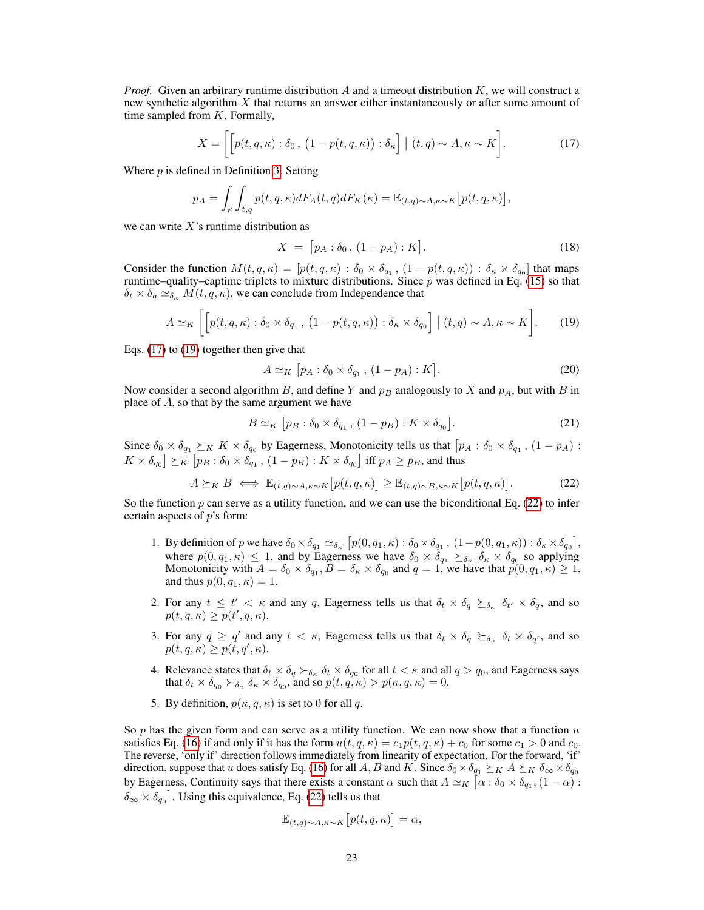*Proof.* Given an arbitrary runtime distribution $A$ and a timeout distribution $K$, we will construct a new synthetic algorithm $X$ that returns an answer either instantaneously or after some amount of time sampled from $K$. Formally,

$$X = \Big[\big[p(t,q,\kappa) : \delta_0 \,,\, \big(1 - p(t,q,\kappa)\big) : \delta_\kappa\big] \;\big|\; (t,q) \sim A, \kappa \sim K\Big]. \tag{17}$$

Where $p$ is defined in Definition 3. Setting

$$p_A = \int_\kappa \int_{t,q} p(t,q,\kappa) dF_A(t,q) dF_K(\kappa) = \mathbb{E}_{(t,q)\sim A, \kappa\sim K}\big[p(t,q,\kappa)\big],$$

we can write $X$'s runtime distribution as

$$X \;=\; \big[p_A : \delta_0 \,,\, (1 - p_A) : K\big]. \tag{18}$$

Consider the function $M(t,q,\kappa) = \big[p(t,q,\kappa) : \delta_0 \times \delta_{q_1} \,,\, (1 - p(t,q,\kappa)) : \delta_\kappa \times \delta_{q_0}\big]$ that maps runtime–quality–captime triplets to mixture distributions. Since $p$ was defined in Eq. (15) so that $\delta_t \times \delta_q \simeq_{\delta_\kappa} M(t,q,\kappa)$, we can conclude from Independence that

$$A \simeq_K \Big[\big[p(t,q,\kappa) : \delta_0 \times \delta_{q_1} \,,\, \big(1 - p(t,q,\kappa)\big) : \delta_\kappa \times \delta_{q_0}\big] \;\big|\; (t,q) \sim A, \kappa \sim K\Big]. \tag{19}$$

Eqs. (17) to (19) together then give that

$$A \simeq_K \big[p_A : \delta_0 \times \delta_{q_1} \,,\, (1 - p_A) : K\big]. \tag{20}$$

Now consider a second algorithm $B$, and define $Y$ and $p_B$ analogously to $X$ and $p_A$, but with $B$ in place of $A$, so that by the same argument we have

$$B \simeq_K \big[p_B : \delta_0 \times \delta_{q_1} \,,\, (1 - p_B) : K \times \delta_{q_0}\big]. \tag{21}$$

Since $\delta_0 \times \delta_{q_1} \succeq_K K \times \delta_{q_0}$ by Eagerness, Monotonicity tells us that $\big[p_A : \delta_0 \times \delta_{q_1} \,,\, (1 - p_A) : K \times \delta_{q_0}\big] \succeq_K \big[p_B : \delta_0 \times \delta_{q_1} \,,\, (1 - p_B) : K \times \delta_{q_0}\big]$ iff $p_A \geq p_B$, and thus

$$A \succeq_K B \iff \mathbb{E}_{(t,q)\sim A, \kappa\sim K}\big[p(t,q,\kappa)\big] \geq \mathbb{E}_{(t,q)\sim B, \kappa\sim K}\big[p(t,q,\kappa)\big]. \tag{22}$$

So the function $p$ can serve as a utility function, and we can use the biconditional Eq. (22) to infer certain aspects of $p$'s form:

1. By definition of $p$ we have $\delta_0 \times \delta_{q_1} \simeq_{\delta_\kappa} \big[p(0,q_1,\kappa) : \delta_0 \times \delta_{q_1} \,,\, (1 - p(0,q_1,\kappa)) : \delta_\kappa \times \delta_{q_0}\big]$, where $p(0,q_1,\kappa) \leq 1$, and by Eagerness we have $\delta_0 \times \delta_{q_1} \succeq_{\delta_\kappa} \delta_\kappa \times \delta_{q_0}$ so applying Monotonicity with $A = \delta_0 \times \delta_{q_1}, B = \delta_\kappa \times \delta_{q_0}$ and $q = 1$, we have that $p(0,q_1,\kappa) \geq 1$, and thus $p(0,q_1,\kappa) = 1$.
2. For any $t \leq t' < \kappa$ and any $q$, Eagerness tells us that $\delta_t \times \delta_q \succeq_{\delta_\kappa} \delta_{t'} \times \delta_q$, and so $p(t,q,\kappa) \geq p(t',q,\kappa)$.
3. For any $q \geq q'$ and any $t < \kappa$, Eagerness tells us that $\delta_t \times \delta_q \succeq_{\delta_\kappa} \delta_t \times \delta_{q'}$, and so $p(t,q,\kappa) \geq p(t,q',\kappa)$.
4. Relevance states that $\delta_t \times \delta_q \succ_{\delta_\kappa} \delta_t \times \delta_{q_0}$ for all $t < \kappa$ and all $q > q_0$, and Eagerness says that $\delta_t \times \delta_{q_0} \succ_{\delta_\kappa} \delta_\kappa \times \delta_{q_0}$, and so $p(t,q,\kappa) > p(\kappa,q,\kappa) = 0$.
5. By definition, $p(\kappa,q,\kappa)$ is set to 0 for all $q$.

So $p$ has the given form and can serve as a utility function. We can now show that a function $u$ satisfies Eq. (16) if and only if it has the form $u(t,q,\kappa) = c_1 p(t,q,\kappa) + c_0$ for some $c_1 > 0$ and $c_0$. The reverse, 'only if' direction follows immediately from linearity of expectation. For the forward, 'if' direction, suppose that $u$ does satisfy Eq. (16) for all $A, B$ and $K$. Since $\delta_0 \times \delta_{q_1} \succeq_K A \succeq_K \delta_\infty \times \delta_{q_0}$ by Eagerness, Continuity says that there exists a constant $\alpha$ such that $A \simeq_K \big[\alpha : \delta_0 \times \delta_{q_1}, (1-\alpha) : \delta_\infty \times \delta_{q_0}\big]$. Using this equivalence, Eq. (22) tells us that

$$\mathbb{E}_{(t,q)\sim A, \kappa\sim K}\big[p(t,q,\kappa)\big] = \alpha,$$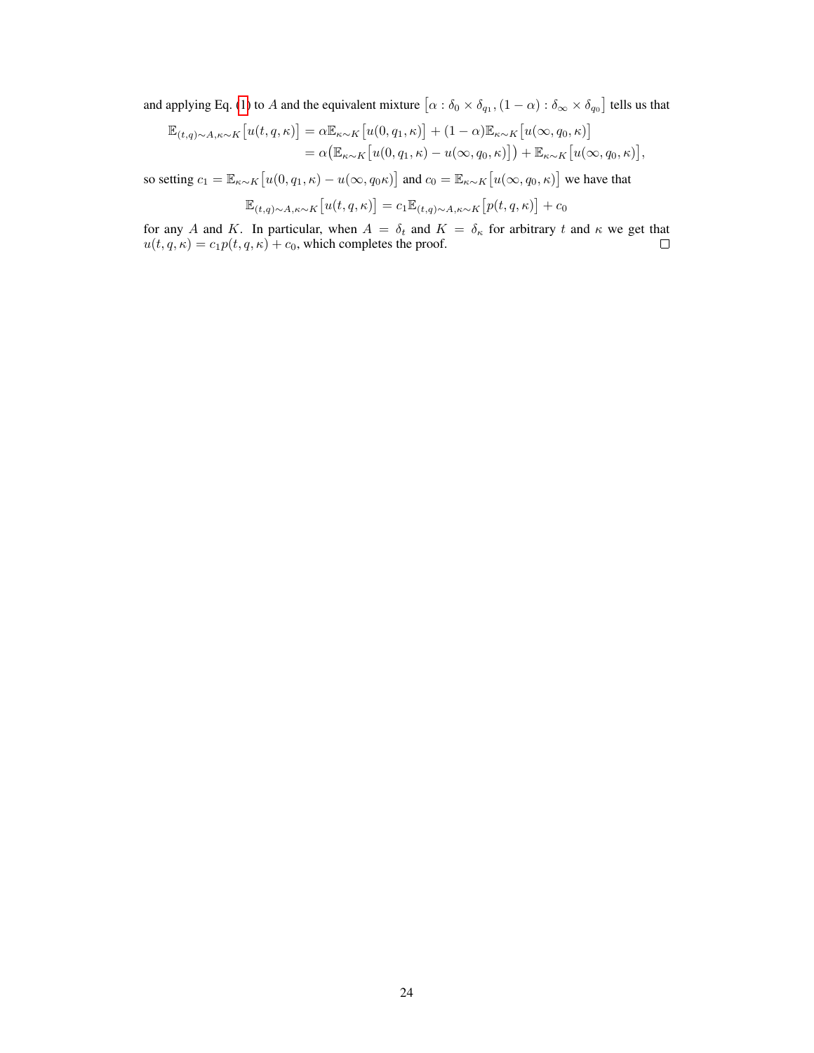and applying Eq. (1) to $A$ and the equivalent mixture $\left[\alpha : \delta_0 \times \delta_{q_1}, (1-\alpha) : \delta_\infty \times \delta_{q_0}\right]$ tells us that

$$
\begin{aligned}
\mathbb{E}_{(t,q)\sim A,\kappa\sim K}\left[u(t,q,\kappa)\right] &= \alpha \mathbb{E}_{\kappa\sim K}\left[u(0,q_1,\kappa)\right] + (1-\alpha)\mathbb{E}_{\kappa\sim K}\left[u(\infty,q_0,\kappa)\right] \\
&= \alpha\big(\mathbb{E}_{\kappa\sim K}\left[u(0,q_1,\kappa) - u(\infty,q_0,\kappa)\right]\big) + \mathbb{E}_{\kappa\sim K}\left[u(\infty,q_0,\kappa)\right],
\end{aligned}
$$

so setting $c_1 = \mathbb{E}_{\kappa\sim K}\left[u(0,q_1,\kappa) - u(\infty,q_0\kappa)\right]$ and $c_0 = \mathbb{E}_{\kappa\sim K}\left[u(\infty,q_0,\kappa)\right]$ we have that

$$
\mathbb{E}_{(t,q)\sim A,\kappa\sim K}\left[u(t,q,\kappa)\right] = c_1 \mathbb{E}_{(t,q)\sim A,\kappa\sim K}\left[p(t,q,\kappa)\right] + c_0
$$

for any $A$ and $K$. In particular, when $A = \delta_t$ and $K = \delta_\kappa$ for arbitrary $t$ and $\kappa$ we get that $u(t,q,\kappa) = c_1 p(t,q,\kappa) + c_0$, which completes the proof. □